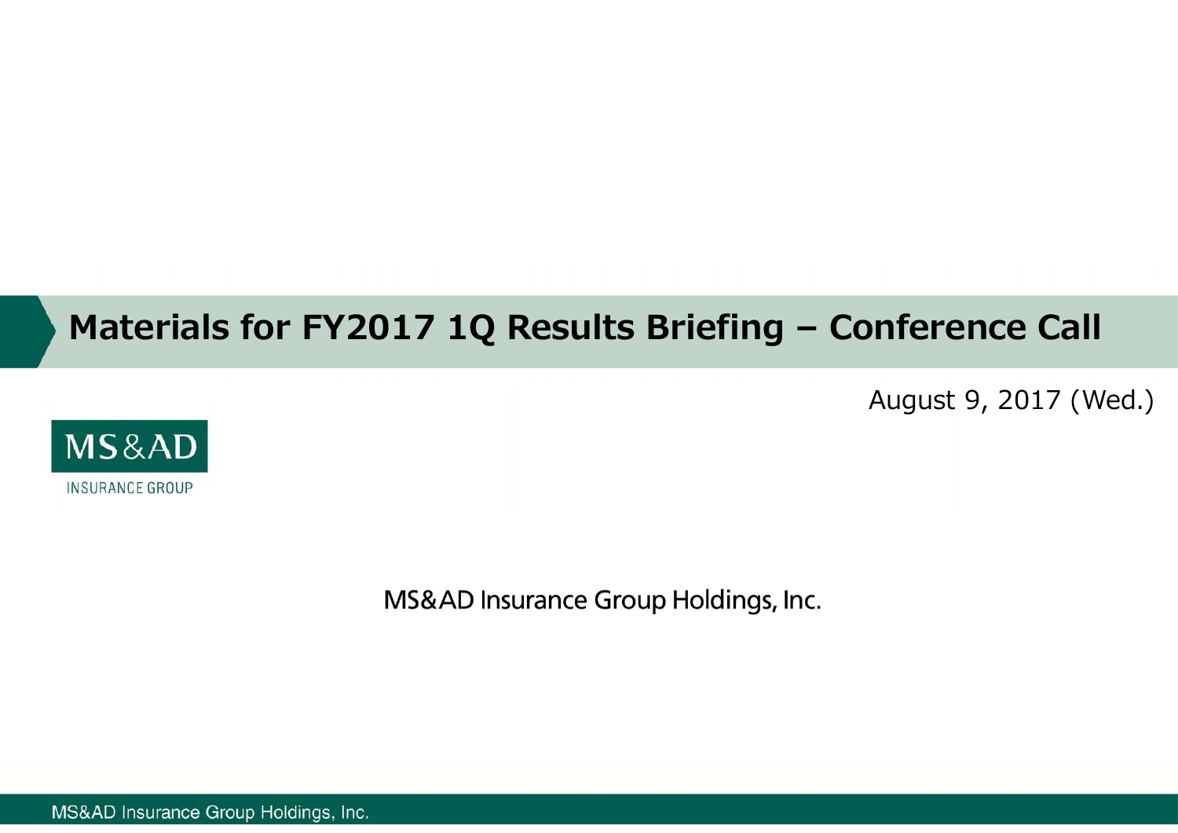# Materials for FY2017 1Q Results Briefing – Conference Call

August 9, 2017 (Wed.)

MS&AD

INSURANCE GROUP

MS&AD Insurance Group Holdings, Inc.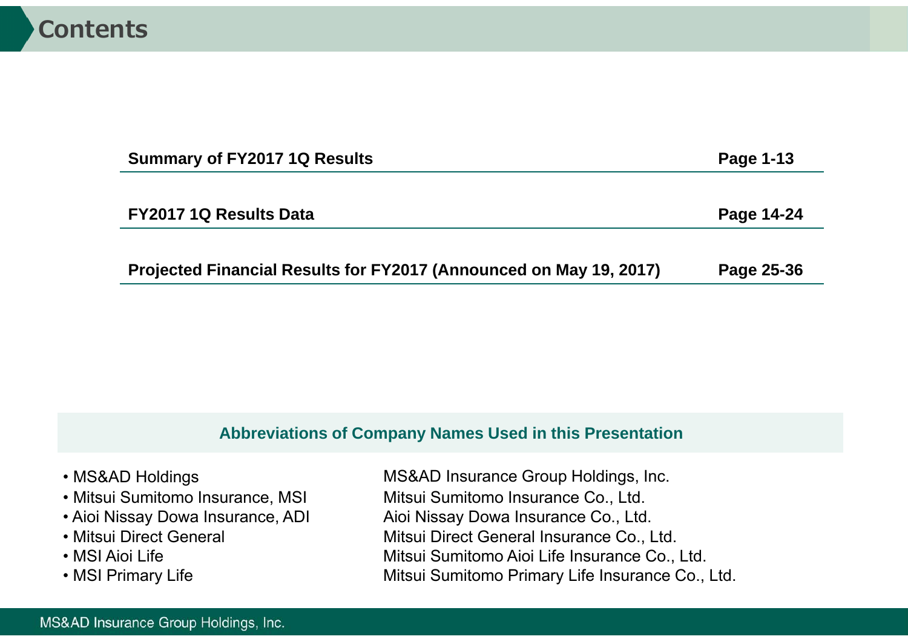# Contents

| | |
|---|---|
| **Summary of FY2017 1Q Results** | **Page 1-13** |
| **FY2017 1Q Results Data** | **Page 14-24** |
| **Projected Financial Results for FY2017 (Announced on May 19, 2017)** | **Page 25-36** |

## Abbreviations of Company Names Used in this Presentation

| | |
|---|---|
| • MS&AD Holdings | MS&AD Insurance Group Holdings, Inc. |
| • Mitsui Sumitomo Insurance, MSI | Mitsui Sumitomo Insurance Co., Ltd. |
| • Aioi Nissay Dowa Insurance, ADI | Aioi Nissay Dowa Insurance Co., Ltd. |
| • Mitsui Direct General | Mitsui Direct General Insurance Co., Ltd. |
| • MSI Aioi Life | Mitsui Sumitomo Aioi Life Insurance Co., Ltd. |
| • MSI Primary Life | Mitsui Sumitomo Primary Life Insurance Co., Ltd. |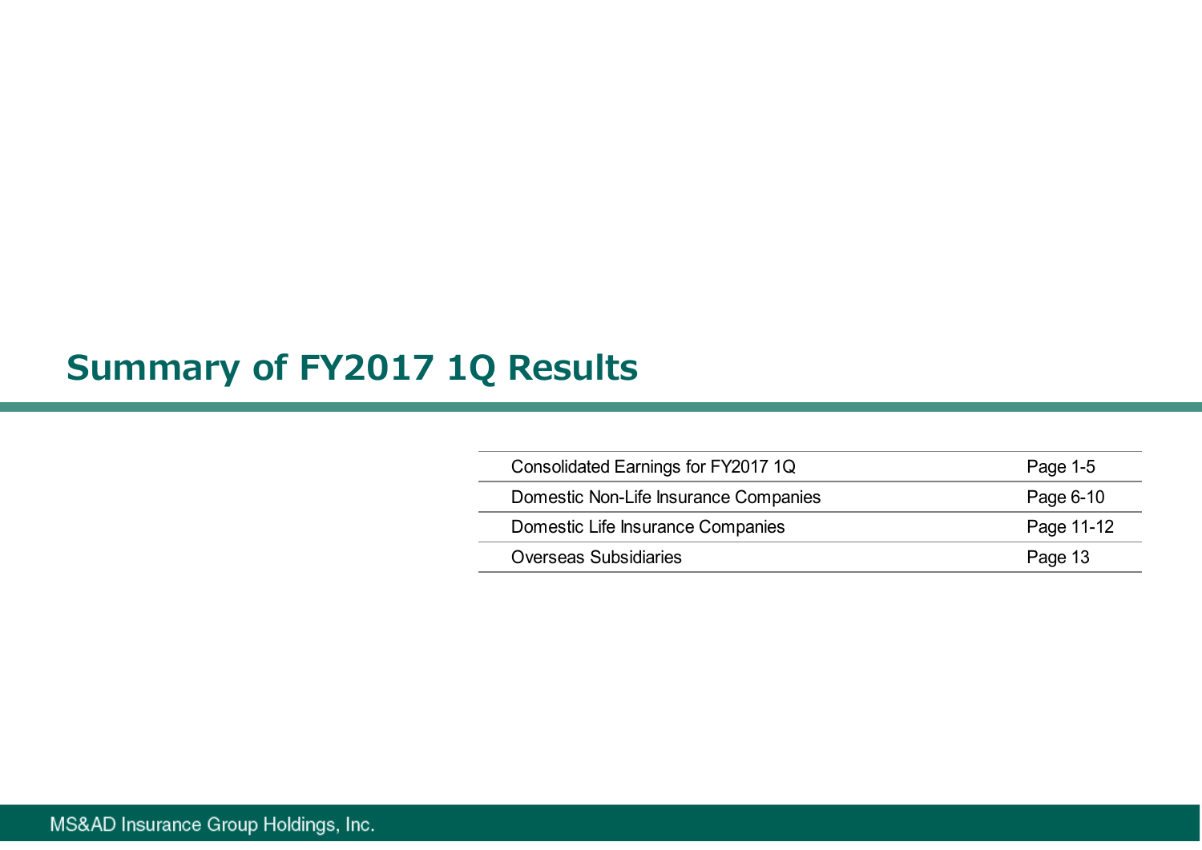# Summary of FY2017 1Q Results

| | |
|---|---|
| Consolidated Earnings for FY2017 1Q | Page 1-5 |
| Domestic Non-Life Insurance Companies | Page 6-10 |
| Domestic Life Insurance Companies | Page 11-12 |
| Overseas Subsidiaries | Page 13 |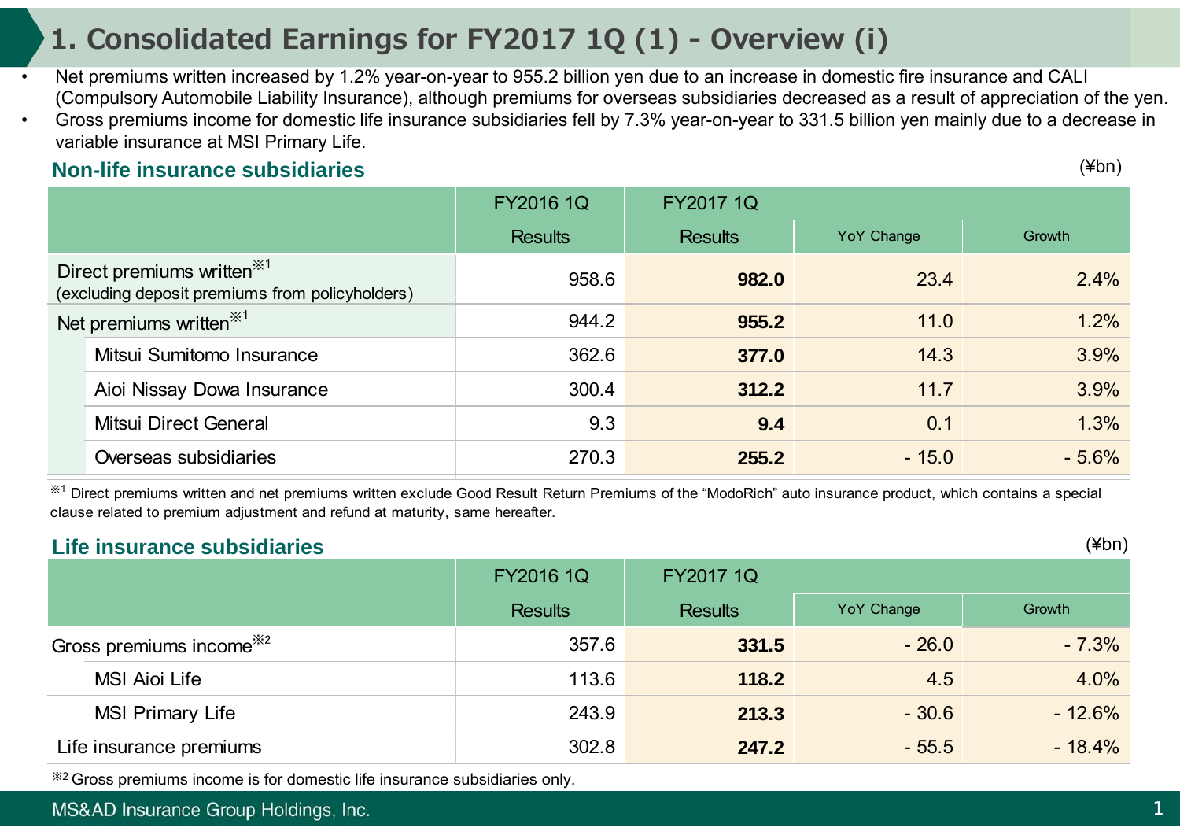# 1. Consolidated Earnings for FY2017 1Q (1) - Overview (i)

- Net premiums written increased by 1.2% year-on-year to 955.2 billion yen due to an increase in domestic fire insurance and CALI (Compulsory Automobile Liability Insurance), although premiums for overseas subsidiaries decreased as a result of appreciation of the yen.
- Gross premiums income for domestic life insurance subsidiaries fell by 7.3% year-on-year to 331.5 billion yen mainly due to a decrease in variable insurance at MSI Primary Life.

## Non-life insurance subsidiaries

(¥bn)

| | FY2016 1Q | FY2017 1Q | | |
|---|---|---|---|---|
| | Results | Results | YoY Change | Growth |
| Direct premiums written※1 (excluding deposit premiums from policyholders) | 958.6 | **982.0** | 23.4 | 2.4% |
| Net premiums written※1 | 944.2 | **955.2** | 11.0 | 1.2% |
| Mitsui Sumitomo Insurance | 362.6 | **377.0** | 14.3 | 3.9% |
| Aioi Nissay Dowa Insurance | 300.4 | **312.2** | 11.7 | 3.9% |
| Mitsui Direct General | 9.3 | **9.4** | 0.1 | 1.3% |
| Overseas subsidiaries | 270.3 | **255.2** | - 15.0 | - 5.6% |

※1 Direct premiums written and net premiums written exclude Good Result Return Premiums of the "ModoRich" auto insurance product, which contains a special clause related to premium adjustment and refund at maturity, same hereafter.

## Life insurance subsidiaries

(¥bn)

| | FY2016 1Q | FY2017 1Q | | |
|---|---|---|---|---|
| | Results | Results | YoY Change | Growth |
| Gross premiums income※2 | 357.6 | **331.5** | - 26.0 | - 7.3% |
| MSI Aioi Life | 113.6 | **118.2** | 4.5 | 4.0% |
| MSI Primary Life | 243.9 | **213.3** | - 30.6 | - 12.6% |
| Life insurance premiums | 302.8 | **247.2** | - 55.5 | - 18.4% |

※2 Gross premiums income is for domestic life insurance subsidiaries only.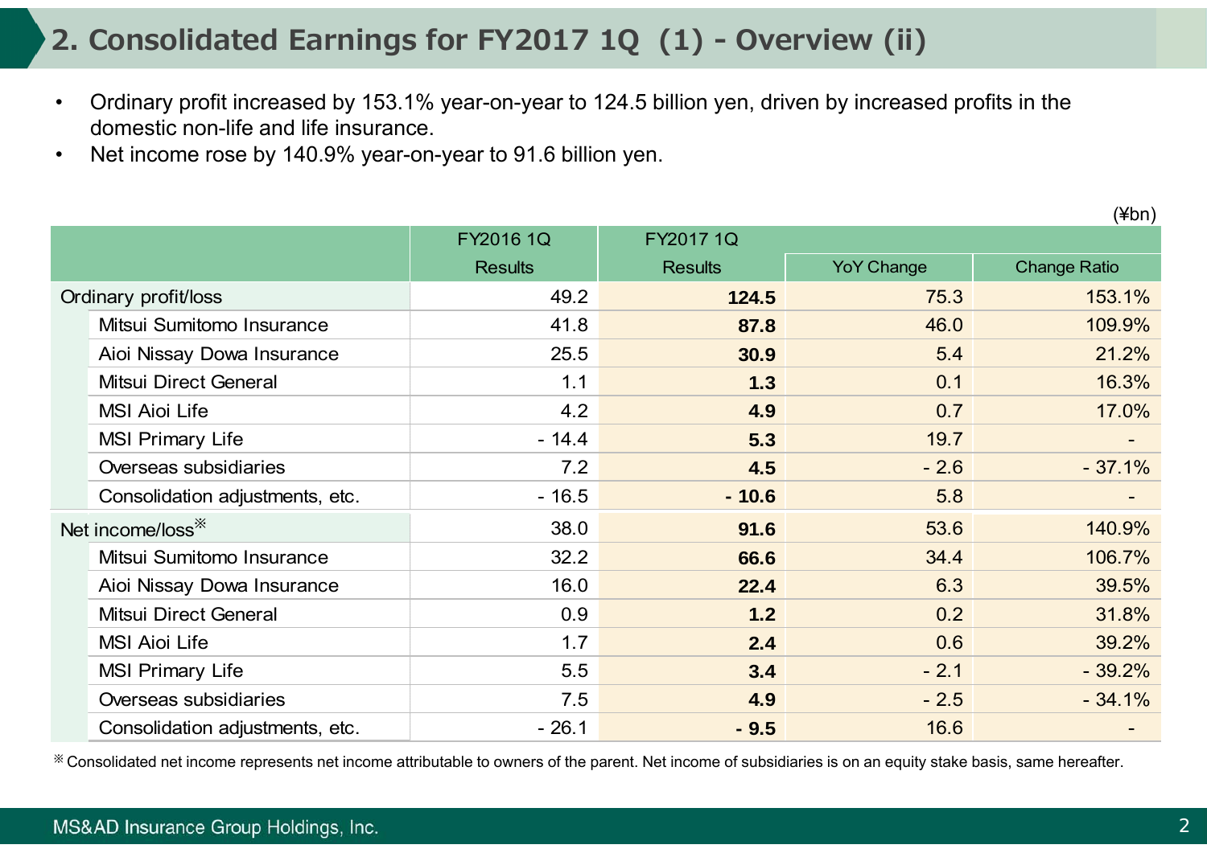## 2. Consolidated Earnings for FY2017 1Q (1) - Overview (ii)

- Ordinary profit increased by 153.1% year-on-year to 124.5 billion yen, driven by increased profits in the domestic non-life and life insurance.
- Net income rose by 140.9% year-on-year to 91.6 billion yen.

(¥bn)

| | FY2016 1Q | FY2017 1Q | | |
|---|---|---|---|---|
| | Results | Results | YoY Change | Change Ratio |
| Ordinary profit/loss | 49.2 | **124.5** | 75.3 | 153.1% |
| Mitsui Sumitomo Insurance | 41.8 | **87.8** | 46.0 | 109.9% |
| Aioi Nissay Dowa Insurance | 25.5 | **30.9** | 5.4 | 21.2% |
| Mitsui Direct General | 1.1 | **1.3** | 0.1 | 16.3% |
| MSI Aioi Life | 4.2 | **4.9** | 0.7 | 17.0% |
| MSI Primary Life | - 14.4 | **5.3** | 19.7 | - |
| Overseas subsidiaries | 7.2 | **4.5** | - 2.6 | - 37.1% |
| Consolidation adjustments, etc. | - 16.5 | **- 10.6** | 5.8 | - |
| Net income/loss※ | 38.0 | **91.6** | 53.6 | 140.9% |
| Mitsui Sumitomo Insurance | 32.2 | **66.6** | 34.4 | 106.7% |
| Aioi Nissay Dowa Insurance | 16.0 | **22.4** | 6.3 | 39.5% |
| Mitsui Direct General | 0.9 | **1.2** | 0.2 | 31.8% |
| MSI Aioi Life | 1.7 | **2.4** | 0.6 | 39.2% |
| MSI Primary Life | 5.5 | **3.4** | - 2.1 | - 39.2% |
| Overseas subsidiaries | 7.5 | **4.9** | - 2.5 | - 34.1% |
| Consolidation adjustments, etc. | - 26.1 | **- 9.5** | 16.6 | - |

※ Consolidated net income represents net income attributable to owners of the parent. Net income of subsidiaries is on an equity stake basis, same hereafter.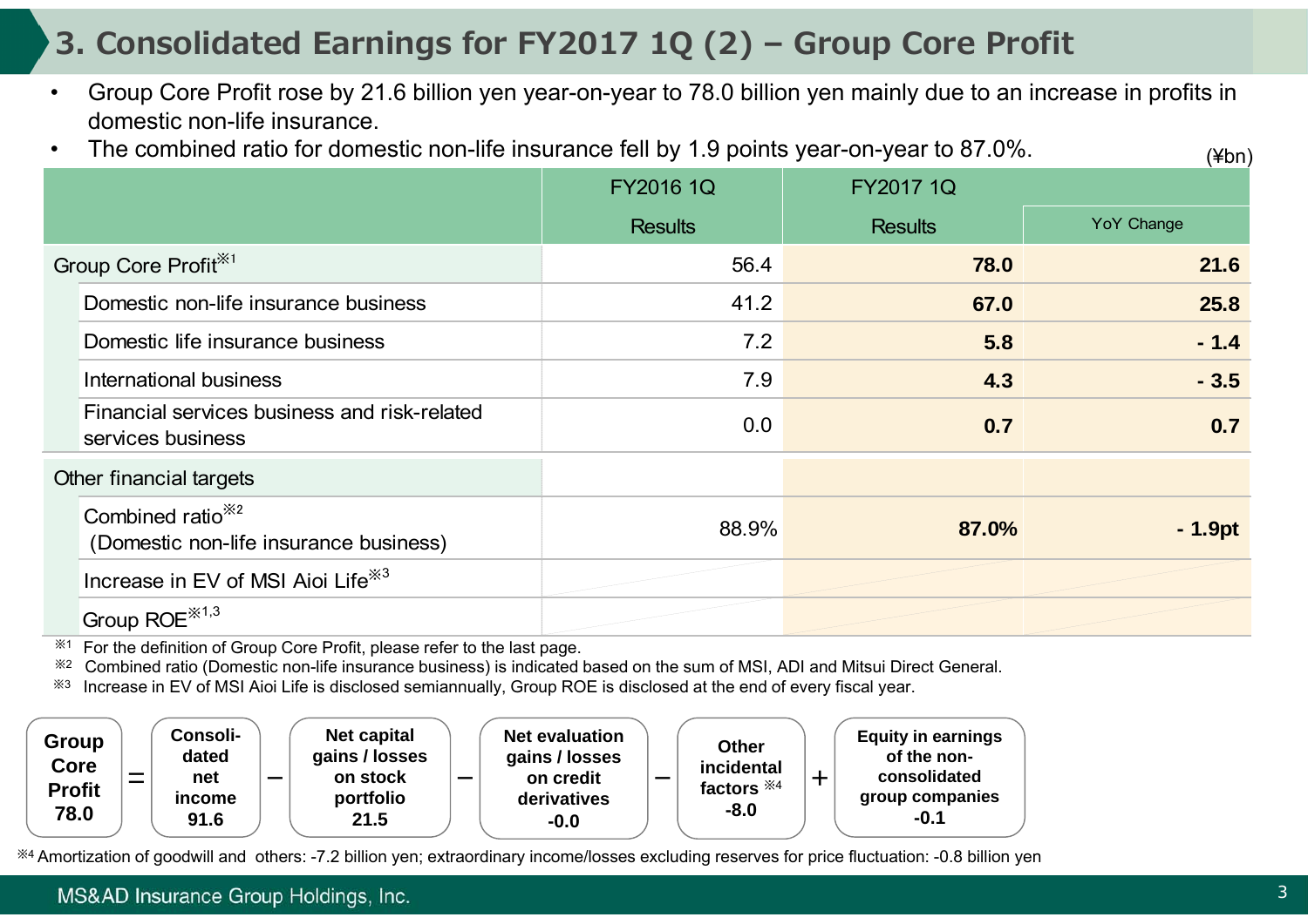# 3. Consolidated Earnings for FY2017 1Q (2) – Group Core Profit

- Group Core Profit rose by 21.6 billion yen year-on-year to 78.0 billion yen mainly due to an increase in profits in domestic non-life insurance.
- The combined ratio for domestic non-life insurance fell by 1.9 points year-on-year to 87.0%.

(¥bn)

| | FY2016 1Q | FY2017 1Q | |
|---|---|---|---|
| | Results | Results | YoY Change |
| Group Core Profit※1 | 56.4 | **78.0** | **21.6** |
| Domestic non-life insurance business | 41.2 | **67.0** | **25.8** |
| Domestic life insurance business | 7.2 | **5.8** | **- 1.4** |
| International business | 7.9 | **4.3** | **- 3.5** |
| Financial services business and risk-related services business | 0.0 | **0.7** | **0.7** |
| Other financial targets | | | |
| Combined ratio※2 (Domestic non-life insurance business) | 88.9% | **87.0%** | **- 1.9pt** |
| Increase in EV of MSI Aioi Life※3 | | | |
| Group ROE※1,3 | | | |

※1 For the definition of Group Core Profit, please refer to the last page.
※2 Combined ratio (Domestic non-life insurance business) is indicated based on the sum of MSI, ADI and Mitsui Direct General.
※3 Increase in EV of MSI Aioi Life is disclosed semiannually, Group ROE is disclosed at the end of every fiscal year.

**Group Core Profit 78.0** = **Consolidated net income 91.6** − **Net capital gains / losses on stock portfolio 21.5** − **Net evaluation gains / losses on credit derivatives -0.0** − **Other incidental factors ※4 -8.0** + **Equity in earnings of the non-consolidated group companies -0.1**

※4 Amortization of goodwill and others: -7.2 billion yen; extraordinary income/losses excluding reserves for price fluctuation: -0.8 billion yen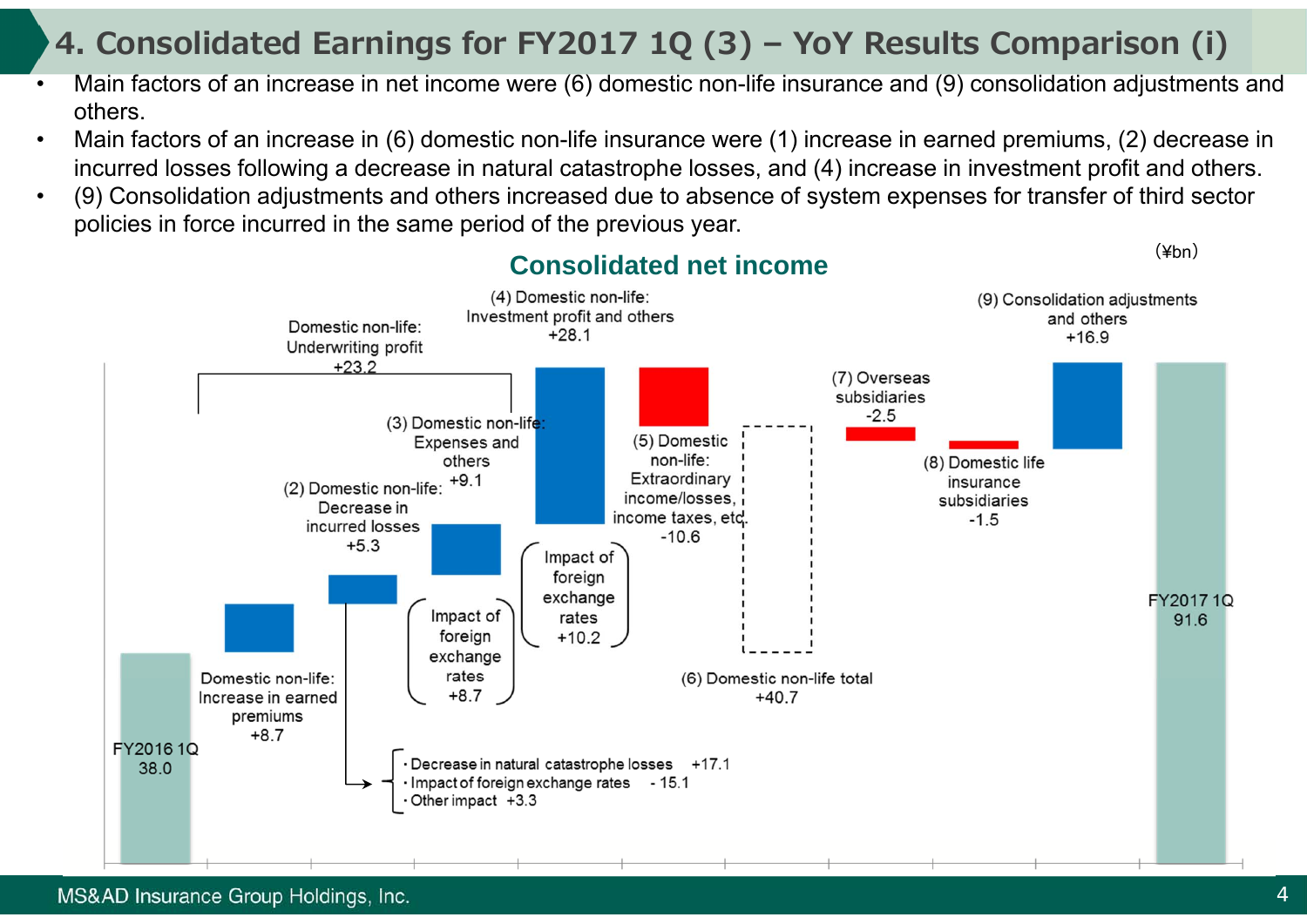# 4. Consolidated Earnings for FY2017 1Q (3) – YoY Results Comparison (i)

- Main factors of an increase in net income were (6) domestic non-life insurance and (9) consolidation adjustments and others.
- Main factors of an increase in (6) domestic non-life insurance were (1) increase in earned premiums, (2) decrease in incurred losses following a decrease in natural catastrophe losses, and (4) increase in investment profit and others.
- (9) Consolidation adjustments and others increased due to absence of system expenses for transfer of third sector policies in force incurred in the same period of the previous year.

(¥bn)

## Consolidated net income

| Item | Amount |
|---|---|
| FY2016 1Q | 38.0 |
| Domestic non-life: Increase in earned premiums | +8.7 |
| (2) Domestic non-life: Decrease in incurred losses | +5.3 |
| (3) Domestic non-life: Expenses and others | +9.1 |
| (4) Domestic non-life: Investment profit and others | +28.1 |
| (5) Domestic non-life: Extraordinary income/losses, income taxes, etc. | -10.6 |
| (7) Overseas subsidiaries | -2.5 |
| (8) Domestic life insurance subsidiaries | -1.5 |
| (9) Consolidation adjustments and others | +16.9 |
| FY2017 1Q | 91.6 |

Domestic non-life: Underwriting profit +23.2

(6) Domestic non-life total +40.7

Impact of foreign exchange rates +8.7 (within Domestic non-life: Expenses and others)

Impact of foreign exchange rates +10.2 (within Domestic non-life: Investment profit and others)

Breakdown of (2) Decrease in incurred losses:
- Decrease in natural catastrophe losses +17.1
- Impact of foreign exchange rates - 15.1
- Other impact +3.3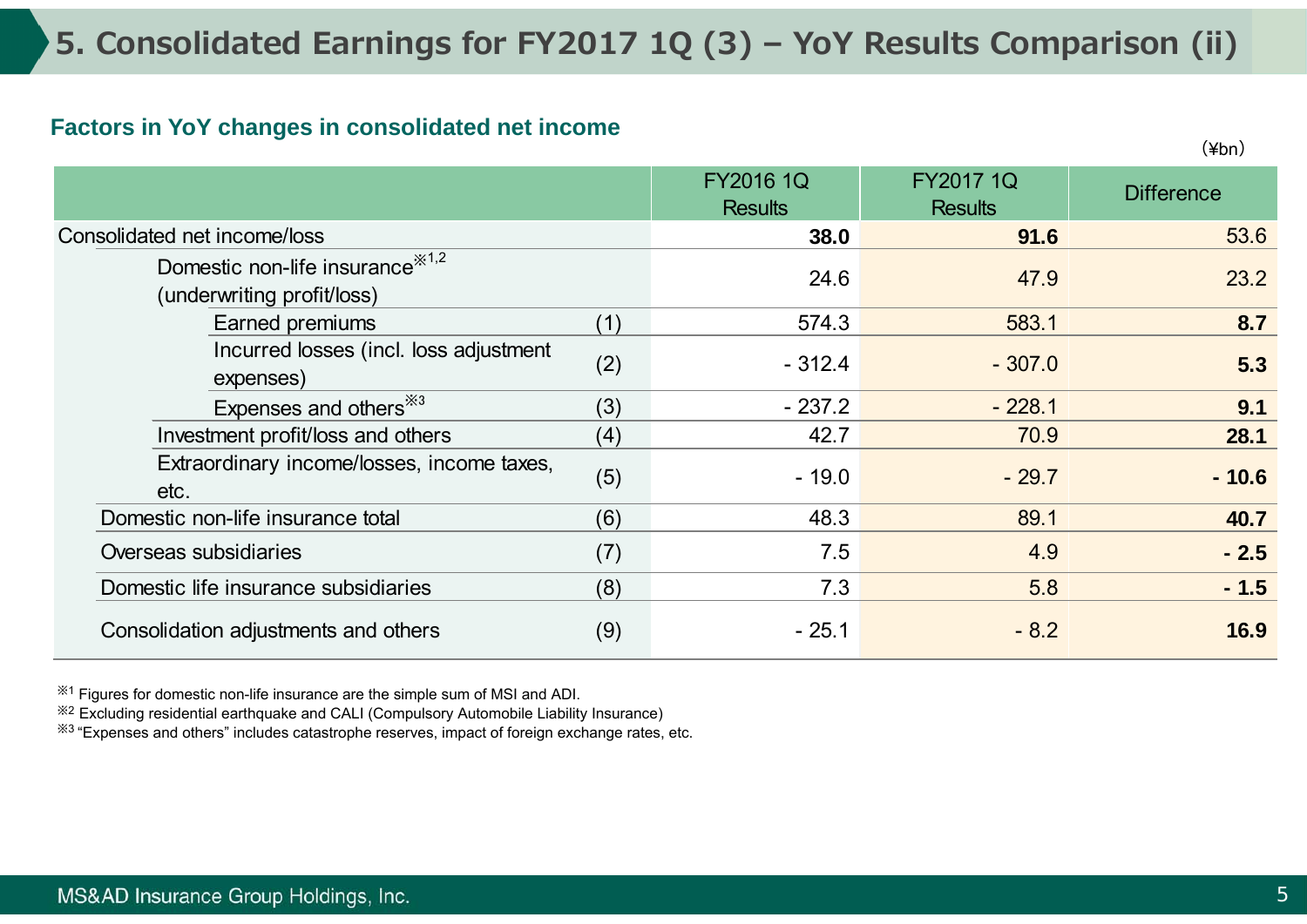# 5. Consolidated Earnings for FY2017 1Q (3) – YoY Results Comparison (ii)

## Factors in YoY changes in consolidated net income

(¥bn)

| | | FY2016 1Q Results | FY2017 1Q Results | Difference |
|---|---|---|---|---|
| Consolidated net income/loss | | **38.0** | **91.6** | 53.6 |
| Domestic non-life insurance※1,2 (underwriting profit/loss) | | 24.6 | 47.9 | 23.2 |
| Earned premiums | (1) | 574.3 | 583.1 | **8.7** |
| Incurred losses (incl. loss adjustment expenses) | (2) | - 312.4 | - 307.0 | **5.3** |
| Expenses and others※3 | (3) | - 237.2 | - 228.1 | **9.1** |
| Investment profit/loss and others | (4) | 42.7 | 70.9 | **28.1** |
| Extraordinary income/losses, income taxes, etc. | (5) | - 19.0 | - 29.7 | **- 10.6** |
| Domestic non-life insurance total | (6) | 48.3 | 89.1 | **40.7** |
| Overseas subsidiaries | (7) | 7.5 | 4.9 | **- 2.5** |
| Domestic life insurance subsidiaries | (8) | 7.3 | 5.8 | **- 1.5** |
| Consolidation adjustments and others | (9) | - 25.1 | - 8.2 | **16.9** |

※1 Figures for domestic non-life insurance are the simple sum of MSI and ADI.
※2 Excluding residential earthquake and CALI (Compulsory Automobile Liability Insurance)
※3 "Expenses and others" includes catastrophe reserves, impact of foreign exchange rates, etc.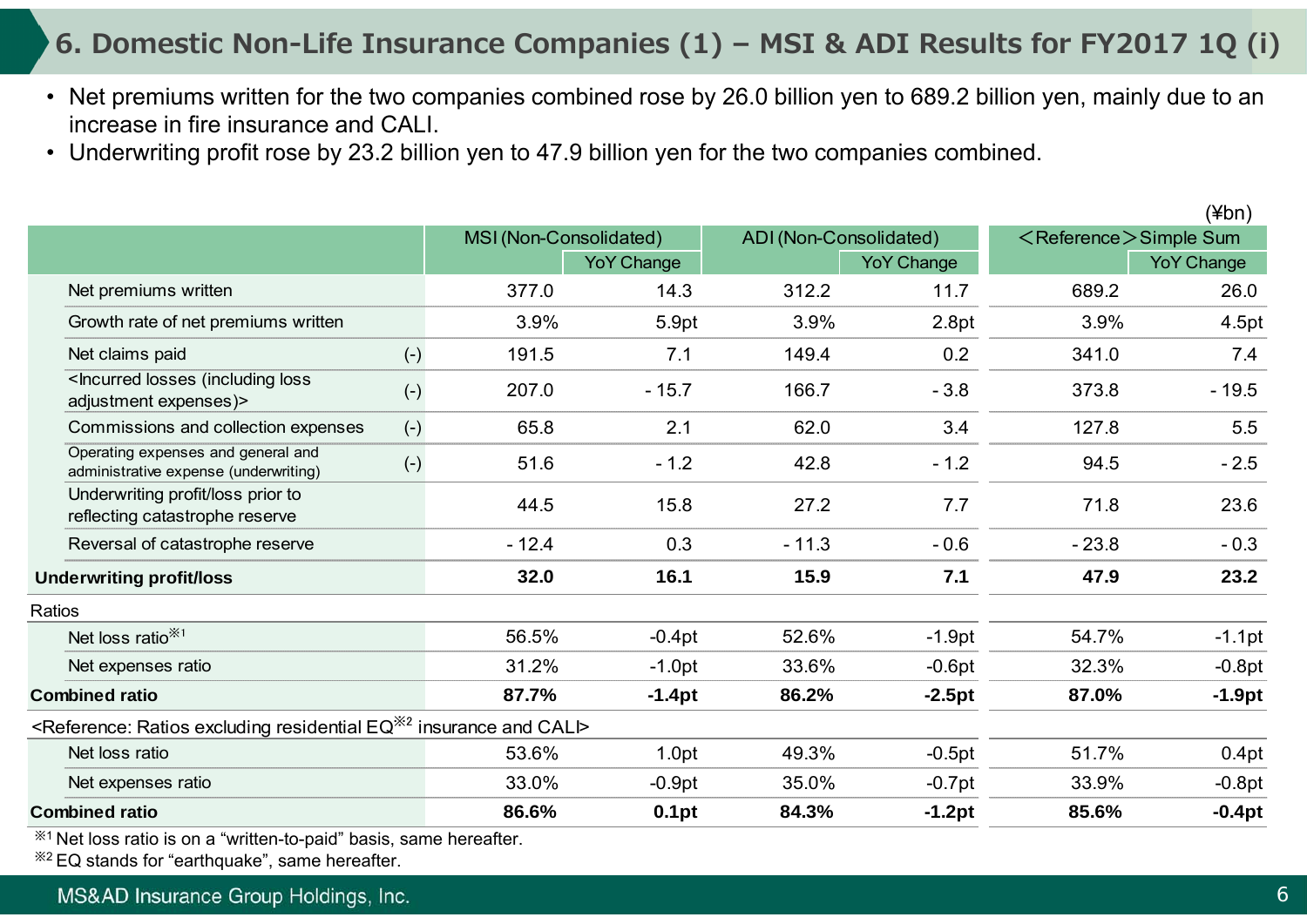# 6. Domestic Non-Life Insurance Companies (1) – MSI & ADI Results for FY2017 1Q (i)

- Net premiums written for the two companies combined rose by 26.0 billion yen to 689.2 billion yen, mainly due to an increase in fire insurance and CALI.
- Underwriting profit rose by 23.2 billion yen to 47.9 billion yen for the two companies combined.

(¥bn)

| | | MSI (Non-Consolidated) | | ADI (Non-Consolidated) | | <Reference> Simple Sum | |
|---|---|---|---|---|---|---|---|
| | | | YoY Change | | YoY Change | | YoY Change |
| Net premiums written | | 377.0 | 14.3 | 312.2 | 11.7 | 689.2 | 26.0 |
| Growth rate of net premiums written | | 3.9% | 5.9pt | 3.9% | 2.8pt | 3.9% | 4.5pt |
| Net claims paid | (-) | 191.5 | 7.1 | 149.4 | 0.2 | 341.0 | 7.4 |
| <Incurred losses (including loss adjustment expenses)> | (-) | 207.0 | - 15.7 | 166.7 | - 3.8 | 373.8 | - 19.5 |
| Commissions and collection expenses | (-) | 65.8 | 2.1 | 62.0 | 3.4 | 127.8 | 5.5 |
| Operating expenses and general and administrative expense (underwriting) | (-) | 51.6 | - 1.2 | 42.8 | - 1.2 | 94.5 | - 2.5 |
| Underwriting profit/loss prior to reflecting catastrophe reserve | | 44.5 | 15.8 | 27.2 | 7.7 | 71.8 | 23.6 |
| Reversal of catastrophe reserve | | - 12.4 | 0.3 | - 11.3 | - 0.6 | - 23.8 | - 0.3 |
| **Underwriting profit/loss** | | **32.0** | **16.1** | **15.9** | **7.1** | **47.9** | **23.2** |
| Ratios | | | | | | | |
| Net loss ratio※1 | | 56.5% | -0.4pt | 52.6% | -1.9pt | 54.7% | -1.1pt |
| Net expenses ratio | | 31.2% | -1.0pt | 33.6% | -0.6pt | 32.3% | -0.8pt |
| **Combined ratio** | | **87.7%** | **-1.4pt** | **86.2%** | **-2.5pt** | **87.0%** | **-1.9pt** |
| <Reference: Ratios excluding residential EQ※2 insurance and CALI> | | | | | | | |
| Net loss ratio | | 53.6% | 1.0pt | 49.3% | -0.5pt | 51.7% | 0.4pt |
| Net expenses ratio | | 33.0% | -0.9pt | 35.0% | -0.7pt | 33.9% | -0.8pt |
| **Combined ratio** | | **86.6%** | **0.1pt** | **84.3%** | **-1.2pt** | **85.6%** | **-0.4pt** |

※1 Net loss ratio is on a "written-to-paid" basis, same hereafter.
※2 EQ stands for "earthquake", same hereafter.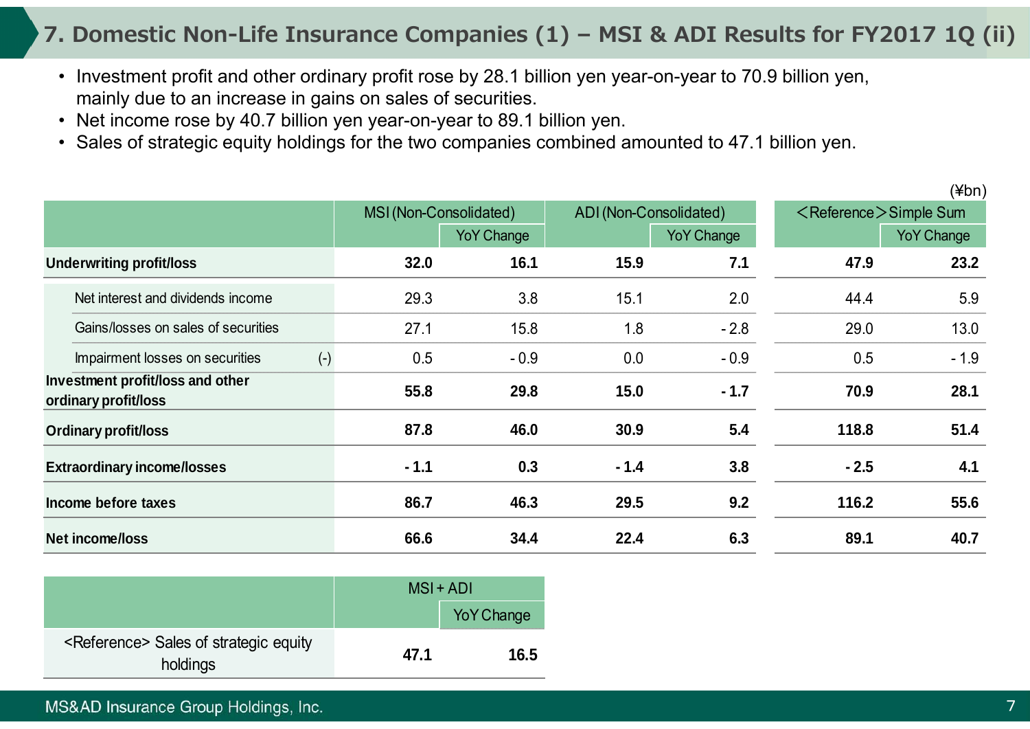# 7. Domestic Non-Life Insurance Companies (1) – MSI & ADI Results for FY2017 1Q (ii)

- Investment profit and other ordinary profit rose by 28.1 billion yen year-on-year to 70.9 billion yen, mainly due to an increase in gains on sales of securities.
- Net income rose by 40.7 billion yen year-on-year to 89.1 billion yen.
- Sales of strategic equity holdings for the two companies combined amounted to 47.1 billion yen.

(¥bn)

| | MSI (Non-Consolidated) | | ADI (Non-Consolidated) | | ＜Reference＞Simple Sum | |
|---|---|---|---|---|---|---|
| | | YoY Change | | YoY Change | | YoY Change |
| **Underwriting profit/loss** | **32.0** | **16.1** | **15.9** | **7.1** | **47.9** | **23.2** |
| Net interest and dividends income | 29.3 | 3.8 | 15.1 | 2.0 | 44.4 | 5.9 |
| Gains/losses on sales of securities | 27.1 | 15.8 | 1.8 | - 2.8 | 29.0 | 13.0 |
| Impairment losses on securities (-) | 0.5 | - 0.9 | 0.0 | - 0.9 | 0.5 | - 1.9 |
| **Investment profit/loss and other ordinary profit/loss** | **55.8** | **29.8** | **15.0** | **- 1.7** | **70.9** | **28.1** |
| **Ordinary profit/loss** | **87.8** | **46.0** | **30.9** | **5.4** | **118.8** | **51.4** |
| **Extraordinary income/losses** | **- 1.1** | **0.3** | **- 1.4** | **3.8** | **- 2.5** | **4.1** |
| **Income before taxes** | **86.7** | **46.3** | **29.5** | **9.2** | **116.2** | **55.6** |
| **Net income/loss** | **66.6** | **34.4** | **22.4** | **6.3** | **89.1** | **40.7** |

| | MSI + ADI | |
|---|---|---|
| | | YoY Change |
| <Reference> Sales of strategic equity holdings | **47.1** | **16.5** |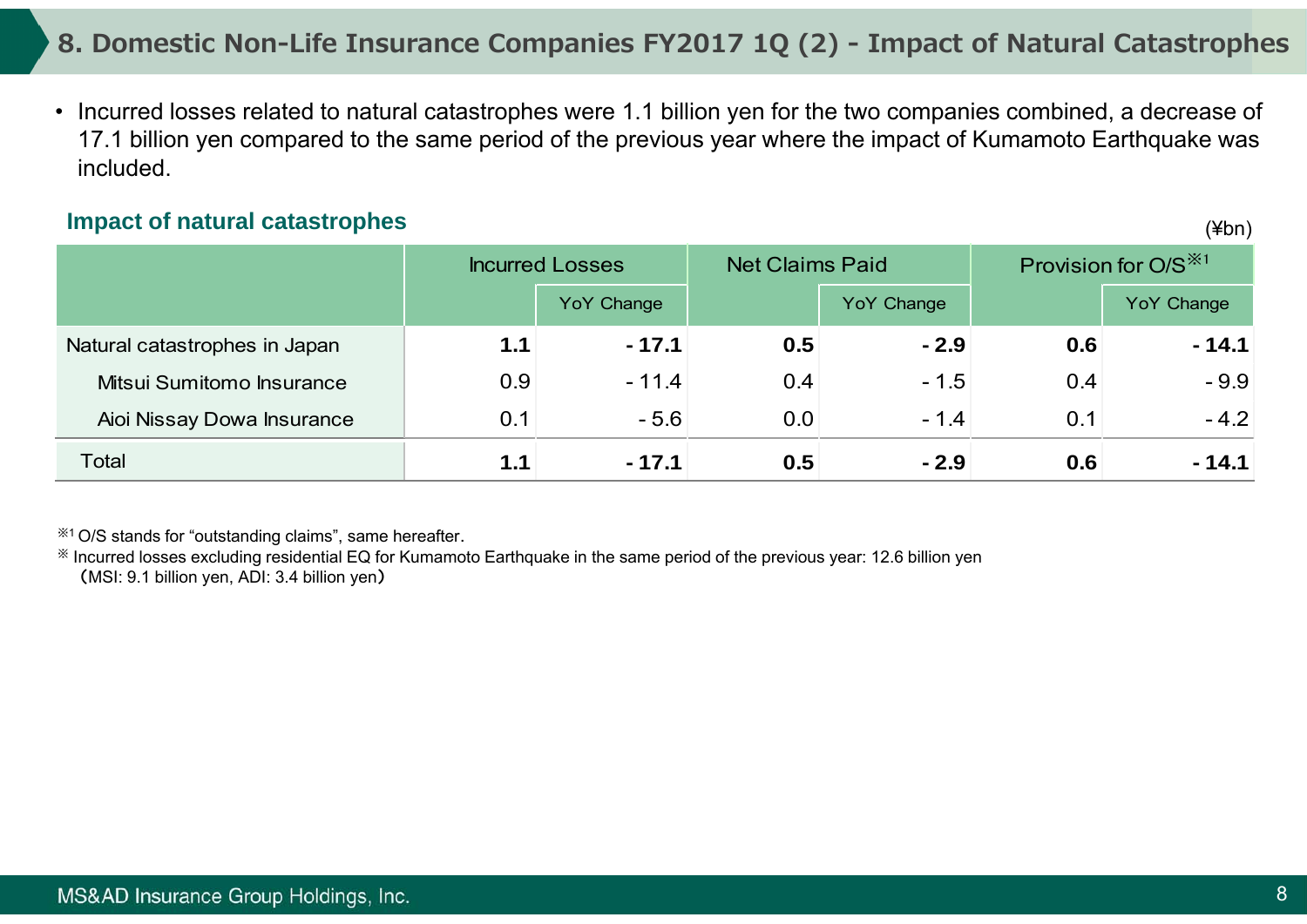# 8. Domestic Non-Life Insurance Companies FY2017 1Q (2) - Impact of Natural Catastrophes

- Incurred losses related to natural catastrophes were 1.1 billion yen for the two companies combined, a decrease of 17.1 billion yen compared to the same period of the previous year where the impact of Kumamoto Earthquake was included.

## Impact of natural catastrophes

(¥bn)

| | Incurred Losses | | Net Claims Paid | | Provision for O/S※1 | |
|---|---|---|---|---|---|---|
| | | YoY Change | | YoY Change | | YoY Change |
| Natural catastrophes in Japan | **1.1** | **- 17.1** | **0.5** | **- 2.9** | **0.6** | **- 14.1** |
| Mitsui Sumitomo Insurance | 0.9 | - 11.4 | 0.4 | - 1.5 | 0.4 | - 9.9 |
| Aioi Nissay Dowa Insurance | 0.1 | - 5.6 | 0.0 | - 1.4 | 0.1 | - 4.2 |
| Total | **1.1** | **- 17.1** | **0.5** | **- 2.9** | **0.6** | **- 14.1** |

※1 O/S stands for "outstanding claims", same hereafter.

※ Incurred losses excluding residential EQ for Kumamoto Earthquake in the same period of the previous year: 12.6 billion yen （MSI: 9.1 billion yen, ADI: 3.4 billion yen）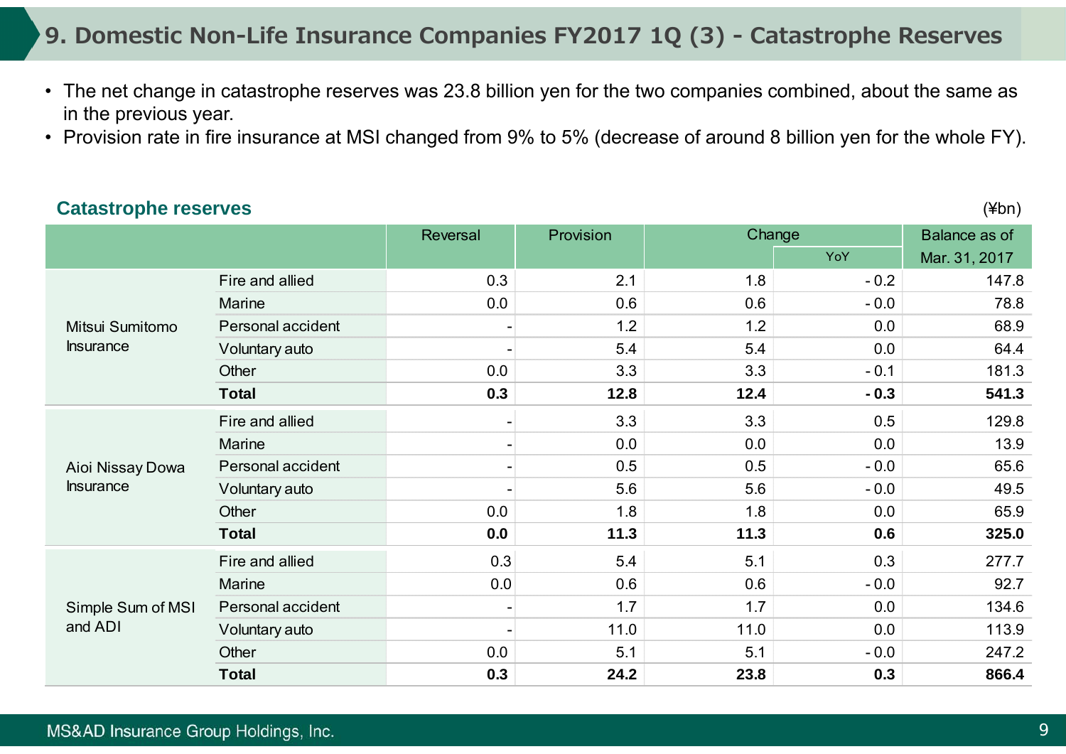# 9. Domestic Non-Life Insurance Companies FY2017 1Q (3) - Catastrophe Reserves

- The net change in catastrophe reserves was 23.8 billion yen for the two companies combined, about the same as in the previous year.
- Provision rate in fire insurance at MSI changed from 9% to 5% (decrease of around 8 billion yen for the whole FY).

## Catastrophe reserves

(¥bn)

| | | Reversal | Provision | Change | | Balance as of |
|---|---|---|---|---|---|---|
| | | | | | YoY | Mar. 31, 2017 |
| Mitsui Sumitomo Insurance | Fire and allied | 0.3 | 2.1 | 1.8 | - 0.2 | 147.8 |
| | Marine | 0.0 | 0.6 | 0.6 | - 0.0 | 78.8 |
| | Personal accident | - | 1.2 | 1.2 | 0.0 | 68.9 |
| | Voluntary auto | - | 5.4 | 5.4 | 0.0 | 64.4 |
| | Other | 0.0 | 3.3 | 3.3 | - 0.1 | 181.3 |
| | **Total** | **0.3** | **12.8** | **12.4** | **- 0.3** | **541.3** |
| Aioi Nissay Dowa Insurance | Fire and allied | - | 3.3 | 3.3 | 0.5 | 129.8 |
| | Marine | - | 0.0 | 0.0 | 0.0 | 13.9 |
| | Personal accident | - | 0.5 | 0.5 | - 0.0 | 65.6 |
| | Voluntary auto | - | 5.6 | 5.6 | - 0.0 | 49.5 |
| | Other | 0.0 | 1.8 | 1.8 | 0.0 | 65.9 |
| | **Total** | **0.0** | **11.3** | **11.3** | **0.6** | **325.0** |
| Simple Sum of MSI and ADI | Fire and allied | 0.3 | 5.4 | 5.1 | 0.3 | 277.7 |
| | Marine | 0.0 | 0.6 | 0.6 | - 0.0 | 92.7 |
| | Personal accident | - | 1.7 | 1.7 | 0.0 | 134.6 |
| | Voluntary auto | - | 11.0 | 11.0 | 0.0 | 113.9 |
| | Other | 0.0 | 5.1 | 5.1 | - 0.0 | 247.2 |
| | **Total** | **0.3** | **24.2** | **23.8** | **0.3** | **866.4** |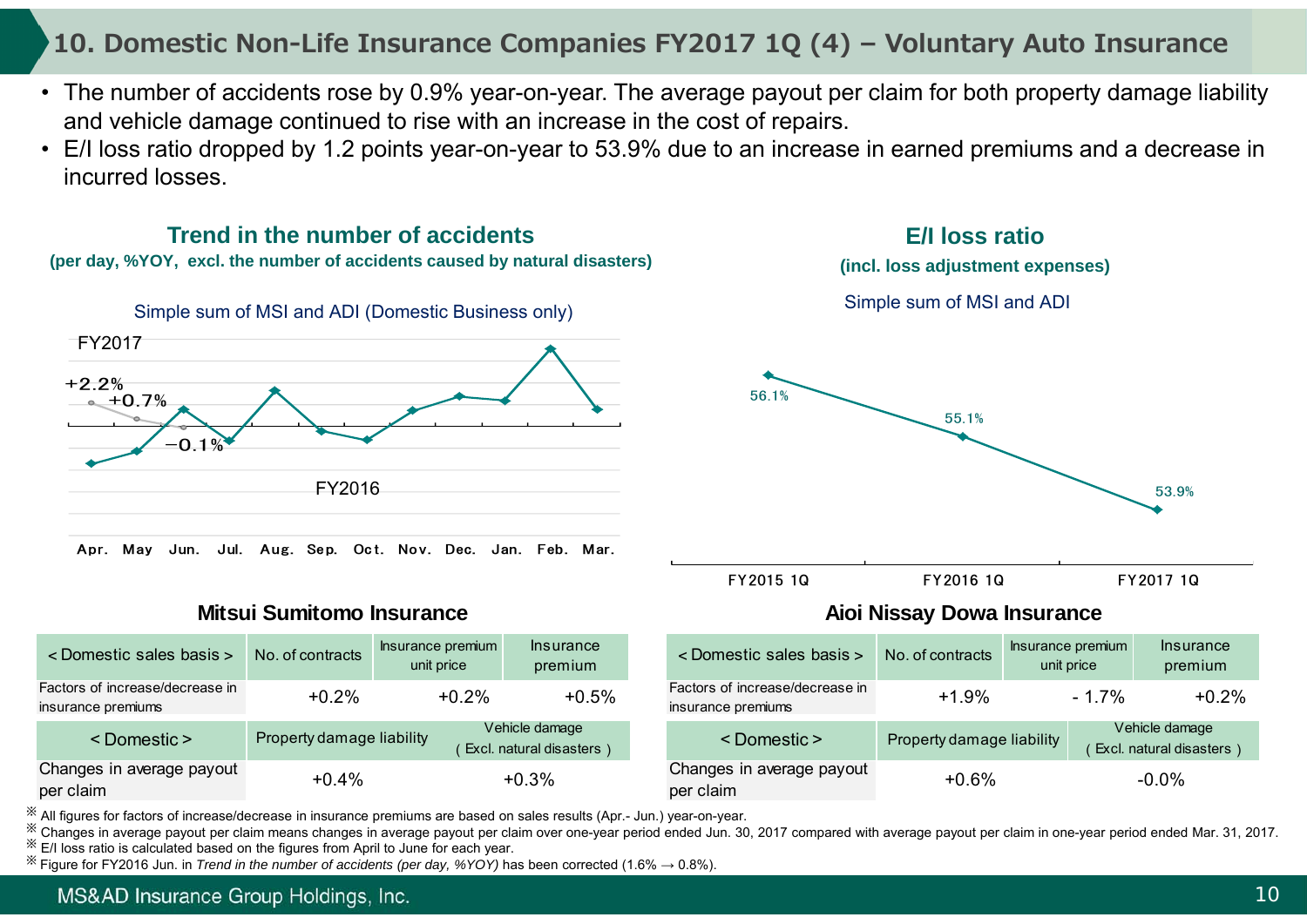# 10. Domestic Non-Life Insurance Companies FY2017 1Q (4) – Voluntary Auto Insurance

- The number of accidents rose by 0.9% year-on-year. The average payout per claim for both property damage liability and vehicle damage continued to rise with an increase in the cost of repairs.
- E/I loss ratio dropped by 1.2 points year-on-year to 53.9% due to an increase in earned premiums and a decrease in incurred losses.

## Trend in the number of accidents

**(per day, %YOY, excl. the number of accidents caused by natural disasters)**

Simple sum of MSI and ADI (Domestic Business only)

FY2017: +2.2% (Apr.), +0.7% (May), −0.1% (Jun.)

FY2016

Apr. May. Jun. Jul. Aug. Sep. Oct. Nov. Dec. Jan. Feb. Mar.

## E/I loss ratio

**(incl. loss adjustment expenses)**

Simple sum of MSI and ADI

| FY2015 1Q | FY2016 1Q | FY2017 1Q |
|---|---|---|
| 56.1% | 55.1% | 53.9% |

### Mitsui Sumitomo Insurance

| < Domestic sales basis > | No. of contracts | Insurance premium unit price | Insurance premium |
|---|---|---|---|
| Factors of increase/decrease in insurance premiums | +0.2% | +0.2% | +0.5% |

| < Domestic > | Property damage liability | Vehicle damage ( Excl. natural disasters ) |
|---|---|---|
| Changes in average payout per claim | +0.4% | +0.3% |

### Aioi Nissay Dowa Insurance

| < Domestic sales basis > | No. of contracts | Insurance premium unit price | Insurance premium |
|---|---|---|---|
| Factors of increase/decrease in insurance premiums | +1.9% | - 1.7% | +0.2% |

| < Domestic > | Property damage liability | Vehicle damage ( Excl. natural disasters ) |
|---|---|---|
| Changes in average payout per claim | +0.6% | -0.0% |

※ All figures for factors of increase/decrease in insurance premiums are based on sales results (Apr.- Jun.) year-on-year.
※ Changes in average payout per claim means changes in average payout per claim over one-year period ended Jun. 30, 2017 compared with average payout per claim in one-year period ended Mar. 31, 2017.
※ E/I loss ratio is calculated based on the figures from April to June for each year.
※ Figure for FY2016 Jun. in *Trend in the number of accidents (per day, %YOY)* has been corrected (1.6% → 0.8%).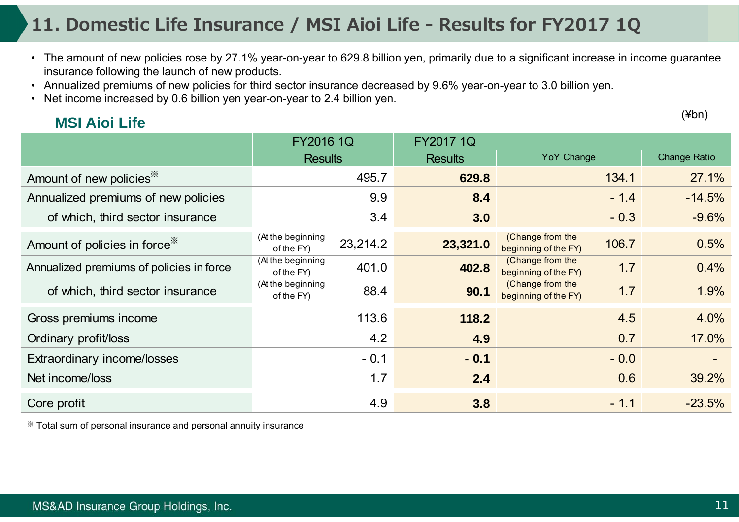# 11. Domestic Life Insurance / MSI Aioi Life - Results for FY2017 1Q

- The amount of new policies rose by 27.1% year-on-year to 629.8 billion yen, primarily due to a significant increase in income guarantee insurance following the launch of new products.
- Annualized premiums of new policies for third sector insurance decreased by 9.6% year-on-year to 3.0 billion yen.
- Net income increased by 0.6 billion yen year-on-year to 2.4 billion yen.

## MSI Aioi Life

(¥bn)

| | FY2016 1Q Results | FY2017 1Q Results | YoY Change | Change Ratio |
|---|---|---|---|---|
| Amount of new policies※ | 495.7 | **629.8** | 134.1 | 27.1% |
| Annualized premiums of new policies | 9.9 | **8.4** | - 1.4 | -14.5% |
| of which, third sector insurance | 3.4 | **3.0** | - 0.3 | -9.6% |
| Amount of policies in force※ | (At the beginning of the FY) 23,214.2 | **23,321.0** | (Change from the beginning of the FY) 106.7 | 0.5% |
| Annualized premiums of policies in force | (At the beginning of the FY) 401.0 | **402.8** | (Change from the beginning of the FY) 1.7 | 0.4% |
| of which, third sector insurance | (At the beginning of the FY) 88.4 | **90.1** | (Change from the beginning of the FY) 1.7 | 1.9% |
| Gross premiums income | 113.6 | **118.2** | 4.5 | 4.0% |
| Ordinary profit/loss | 4.2 | **4.9** | 0.7 | 17.0% |
| Extraordinary income/losses | - 0.1 | **- 0.1** | - 0.0 | - |
| Net income/loss | 1.7 | **2.4** | 0.6 | 39.2% |
| Core profit | 4.9 | **3.8** | - 1.1 | -23.5% |

※ Total sum of personal insurance and personal annuity insurance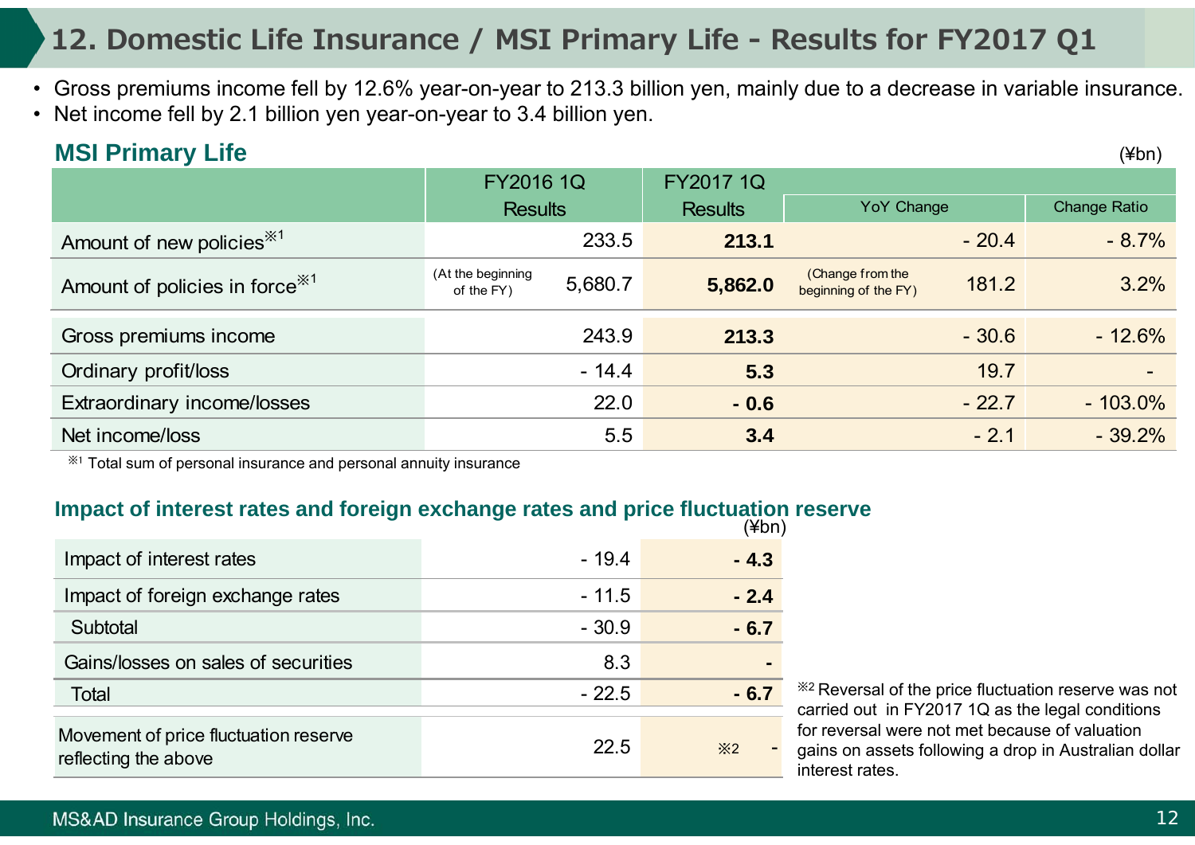# 12. Domestic Life Insurance / MSI Primary Life - Results for FY2017 Q1

- Gross premiums income fell by 12.6% year-on-year to 213.3 billion yen, mainly due to a decrease in variable insurance.
- Net income fell by 2.1 billion yen year-on-year to 3.4 billion yen.

## MSI Primary Life

(¥bn)

| | FY2016 1Q Results | FY2017 1Q Results | YoY Change | Change Ratio |
|---|---|---|---|---|
| Amount of new policies※1 | 233.5 | **213.1** | - 20.4 | - 8.7% |
| Amount of policies in force※1 | (At the beginning of the FY) 5,680.7 | **5,862.0** | (Change from the beginning of the FY) 181.2 | 3.2% |
| Gross premiums income | 243.9 | **213.3** | - 30.6 | - 12.6% |
| Ordinary profit/loss | - 14.4 | **5.3** | 19.7 | - |
| Extraordinary income/losses | 22.0 | **- 0.6** | - 22.7 | - 103.0% |
| Net income/loss | 5.5 | **3.4** | - 2.1 | - 39.2% |

※1 Total sum of personal insurance and personal annuity insurance

## Impact of interest rates and foreign exchange rates and price fluctuation reserve

(¥bn)

| | | |
|---|---|---|
| Impact of interest rates | - 19.4 | **- 4.3** |
| Impact of foreign exchange rates | - 11.5 | **- 2.4** |
| Subtotal | - 30.9 | **- 6.7** |
| Gains/losses on sales of securities | 8.3 | **-** |
| Total | - 22.5 | **- 6.7** |
| Movement of price fluctuation reserve reflecting the above | 22.5 | ※2 - |

※2 Reversal of the price fluctuation reserve was not carried out in FY2017 1Q as the legal conditions for reversal were not met because of valuation gains on assets following a drop in Australian dollar interest rates.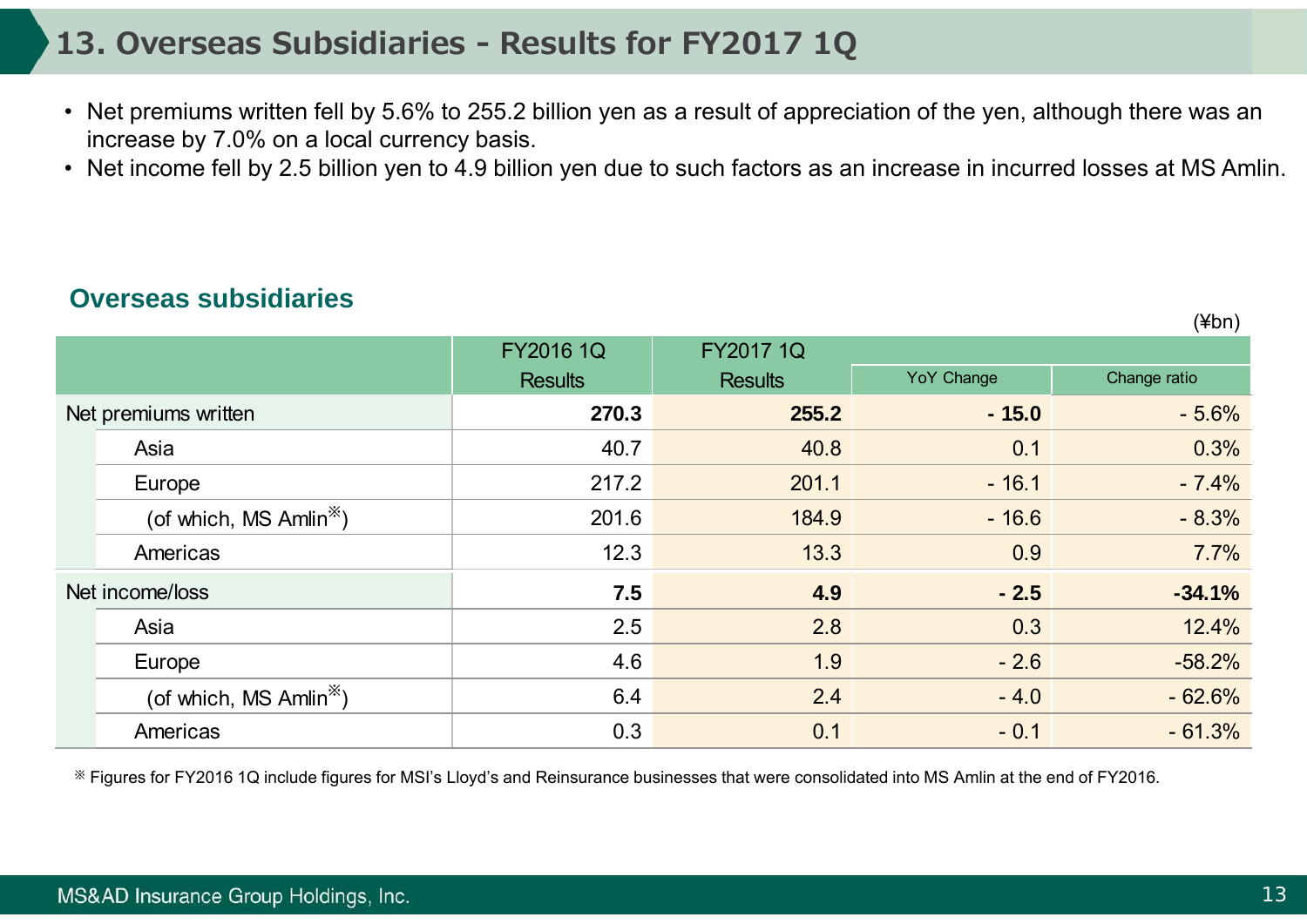# 13. Overseas Subsidiaries - Results for FY2017 1Q

- Net premiums written fell by 5.6% to 255.2 billion yen as a result of appreciation of the yen, although there was an increase by 7.0% on a local currency basis.
- Net income fell by 2.5 billion yen to 4.9 billion yen due to such factors as an increase in incurred losses at MS Amlin.

## Overseas subsidiaries

(¥bn)

| | FY2016 1Q Results | FY2017 1Q Results | YoY Change | Change ratio |
|---|---|---|---|---|
| Net premiums written | **270.3** | **255.2** | **- 15.0** | - 5.6% |
| Asia | 40.7 | 40.8 | 0.1 | 0.3% |
| Europe | 217.2 | 201.1 | - 16.1 | - 7.4% |
| (of which, MS Amlin※) | 201.6 | 184.9 | - 16.6 | - 8.3% |
| Americas | 12.3 | 13.3 | 0.9 | 7.7% |
| Net income/loss | **7.5** | **4.9** | **- 2.5** | **-34.1%** |
| Asia | 2.5 | 2.8 | 0.3 | 12.4% |
| Europe | 4.6 | 1.9 | - 2.6 | -58.2% |
| (of which, MS Amlin※) | 6.4 | 2.4 | - 4.0 | - 62.6% |
| Americas | 0.3 | 0.1 | - 0.1 | - 61.3% |

※ Figures for FY2016 1Q include figures for MSI's Lloyd's and Reinsurance businesses that were consolidated into MS Amlin at the end of FY2016.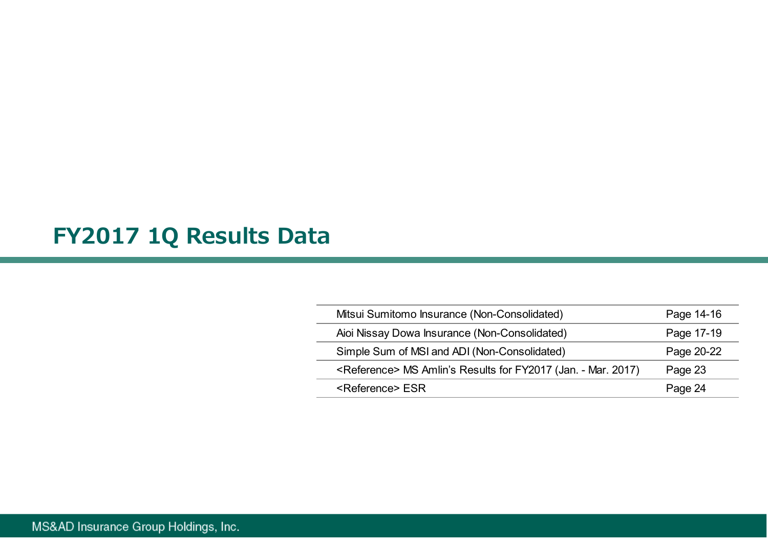# FY2017 1Q Results Data

| | |
|---|---|
| Mitsui Sumitomo Insurance (Non-Consolidated) | Page 14-16 |
| Aioi Nissay Dowa Insurance (Non-Consolidated) | Page 17-19 |
| Simple Sum of MSI and ADI (Non-Consolidated) | Page 20-22 |
| <Reference> MS Amlin's Results for FY2017 (Jan. - Mar. 2017) | Page 23 |
| <Reference> ESR | Page 24 |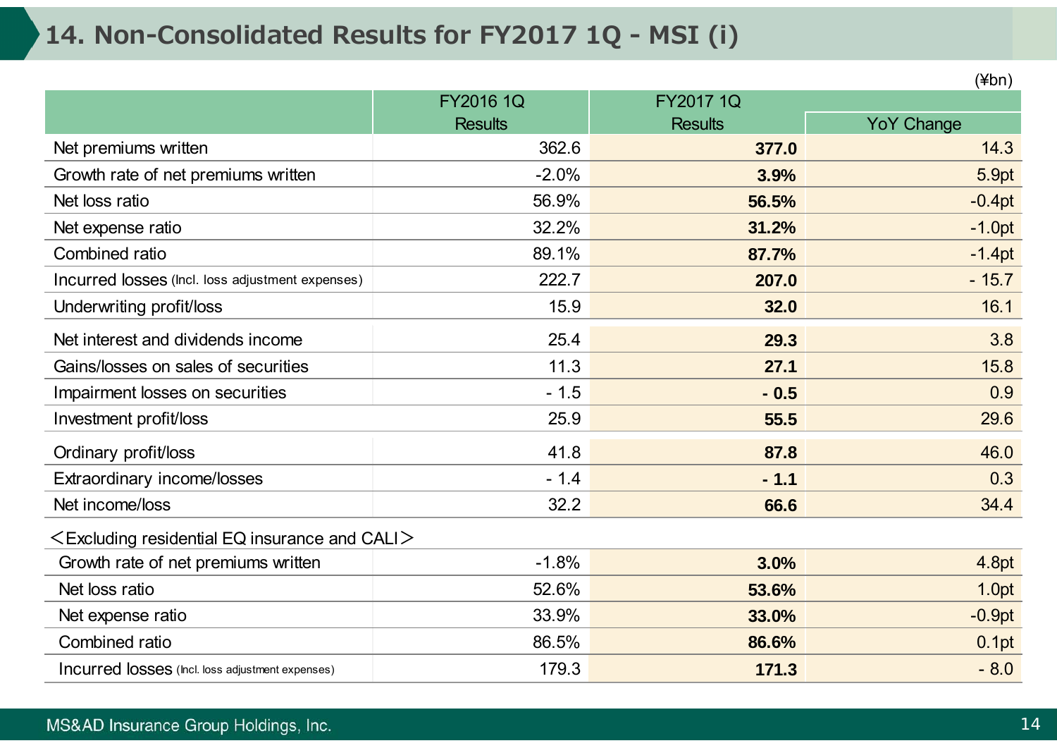# 14. Non-Consolidated Results for FY2017 1Q - MSI (i)

(¥bn)

| | FY2016 1Q Results | FY2017 1Q Results | YoY Change |
|---|---|---|---|
| Net premiums written | 362.6 | **377.0** | 14.3 |
| Growth rate of net premiums written | -2.0% | **3.9%** | 5.9pt |
| Net loss ratio | 56.9% | **56.5%** | -0.4pt |
| Net expense ratio | 32.2% | **31.2%** | -1.0pt |
| Combined ratio | 89.1% | **87.7%** | -1.4pt |
| Incurred losses (Incl. loss adjustment expenses) | 222.7 | **207.0** | - 15.7 |
| Underwriting profit/loss | 15.9 | **32.0** | 16.1 |
| Net interest and dividends income | 25.4 | **29.3** | 3.8 |
| Gains/losses on sales of securities | 11.3 | **27.1** | 15.8 |
| Impairment losses on securities | - 1.5 | **- 0.5** | 0.9 |
| Investment profit/loss | 25.9 | **55.5** | 29.6 |
| Ordinary profit/loss | 41.8 | **87.8** | 46.0 |
| Extraordinary income/losses | - 1.4 | **- 1.1** | 0.3 |
| Net income/loss | 32.2 | **66.6** | 34.4 |
| ＜Excluding residential EQ insurance and CALI＞ | | | |
| Growth rate of net premiums written | -1.8% | **3.0%** | 4.8pt |
| Net loss ratio | 52.6% | **53.6%** | 1.0pt |
| Net expense ratio | 33.9% | **33.0%** | -0.9pt |
| Combined ratio | 86.5% | **86.6%** | 0.1pt |
| Incurred losses (Incl. loss adjustment expenses) | 179.3 | **171.3** | - 8.0 |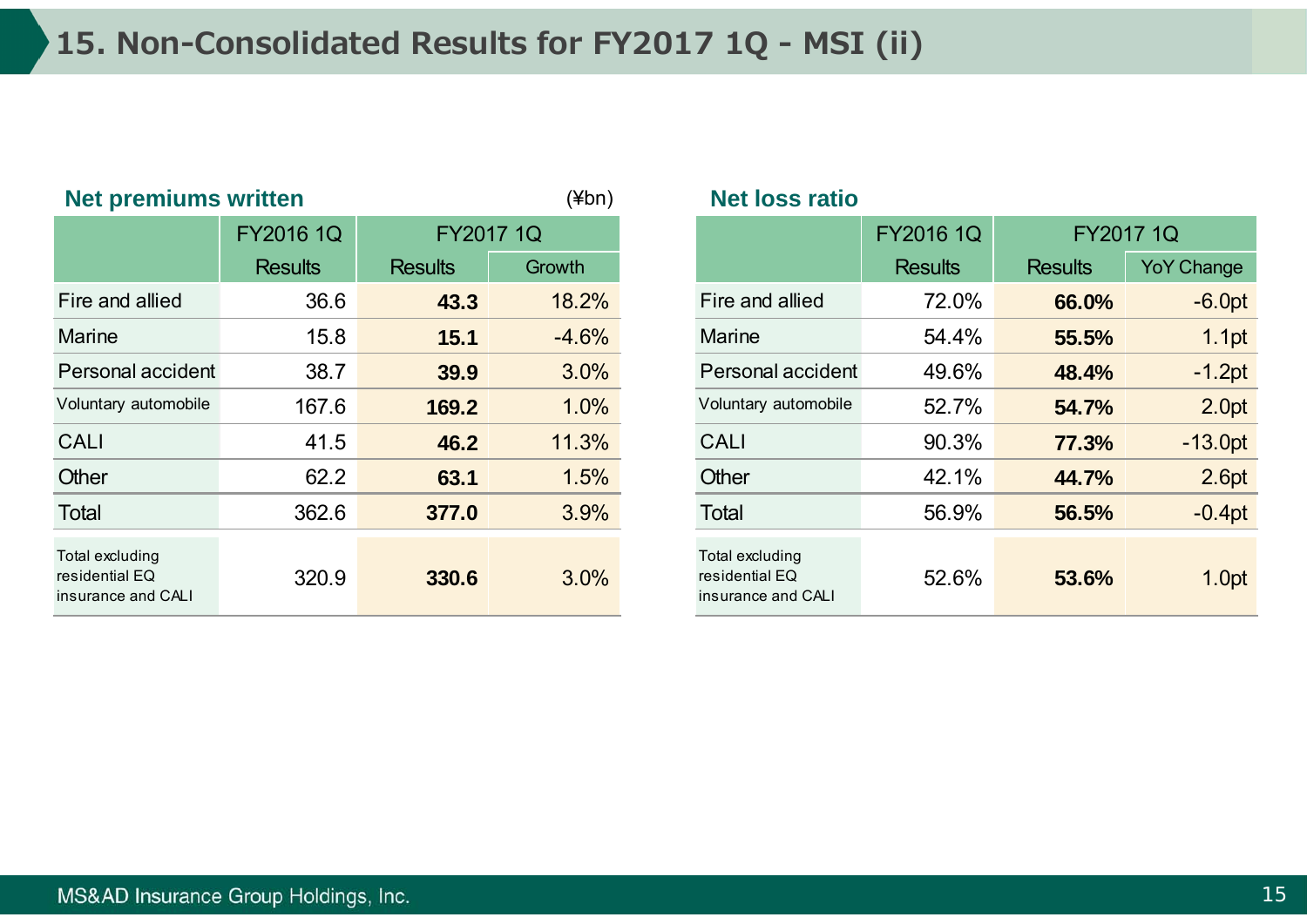# 15. Non-Consolidated Results for FY2017 1Q - MSI (ii)

## Net premiums written

(¥bn)

| | FY2016 1Q | FY2017 1Q | |
|---|---|---|---|
| | Results | Results | Growth |
| Fire and allied | 36.6 | **43.3** | 18.2% |
| Marine | 15.8 | **15.1** | -4.6% |
| Personal accident | 38.7 | **39.9** | 3.0% |
| Voluntary automobile | 167.6 | **169.2** | 1.0% |
| CALI | 41.5 | **46.2** | 11.3% |
| Other | 62.2 | **63.1** | 1.5% |
| Total | 362.6 | **377.0** | 3.9% |
| Total excluding residential EQ insurance and CALI | 320.9 | **330.6** | 3.0% |

## Net loss ratio

| | FY2016 1Q | FY2017 1Q | |
|---|---|---|---|
| | Results | Results | YoY Change |
| Fire and allied | 72.0% | **66.0%** | -6.0pt |
| Marine | 54.4% | **55.5%** | 1.1pt |
| Personal accident | 49.6% | **48.4%** | -1.2pt |
| Voluntary automobile | 52.7% | **54.7%** | 2.0pt |
| CALI | 90.3% | **77.3%** | -13.0pt |
| Other | 42.1% | **44.7%** | 2.6pt |
| Total | 56.9% | **56.5%** | -0.4pt |
| Total excluding residential EQ insurance and CALI | 52.6% | **53.6%** | 1.0pt |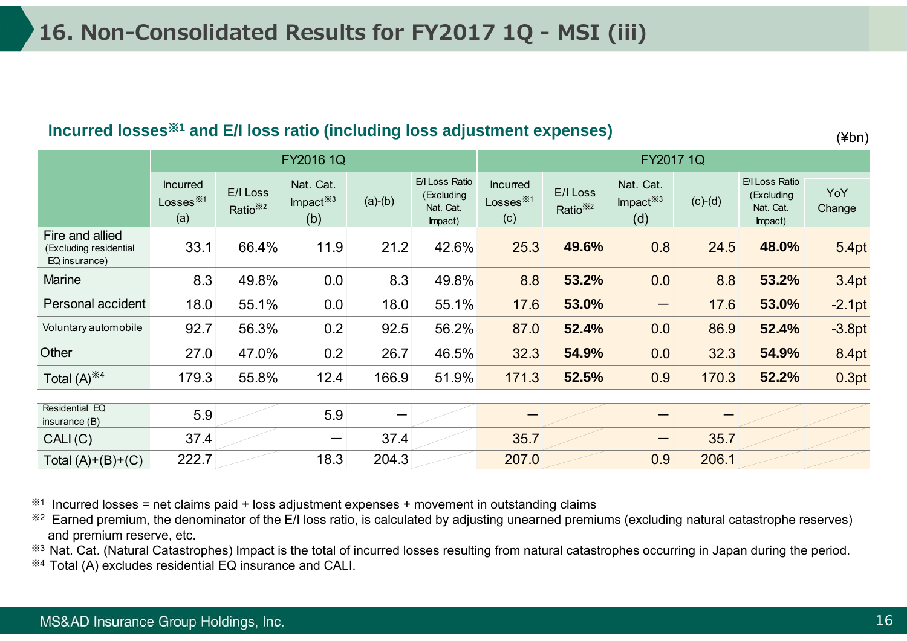# 16. Non-Consolidated Results for FY2017 1Q - MSI (iii)

## Incurred losses※1 and E/I loss ratio (including loss adjustment expenses)

(¥bn)

| | FY2016 1Q | | | | | FY2017 1Q | | | | | |
|---|---|---|---|---|---|---|---|---|---|---|---|
| | Incurred Losses※1 (a) | E/I Loss Ratio※2 | Nat. Cat. Impact※3 (b) | (a)-(b) | E/I Loss Ratio (Excluding Nat. Cat. Impact) | Incurred Losses※1 (c) | E/I Loss Ratio※2 | Nat. Cat. Impact※3 (d) | (c)-(d) | E/I Loss Ratio (Excluding Nat. Cat. Impact) | YoY Change |
| Fire and allied (Excluding residential EQ insurance) | 33.1 | 66.4% | 11.9 | 21.2 | 42.6% | 25.3 | **49.6%** | 0.8 | 24.5 | **48.0%** | 5.4pt |
| Marine | 8.3 | 49.8% | 0.0 | 8.3 | 49.8% | 8.8 | **53.2%** | 0.0 | 8.8 | **53.2%** | 3.4pt |
| Personal accident | 18.0 | 55.1% | 0.0 | 18.0 | 55.1% | 17.6 | **53.0%** | ― | 17.6 | **53.0%** | -2.1pt |
| Voluntary automobile | 92.7 | 56.3% | 0.2 | 92.5 | 56.2% | 87.0 | **52.4%** | 0.0 | 86.9 | **52.4%** | -3.8pt |
| Other | 27.0 | 47.0% | 0.2 | 26.7 | 46.5% | 32.3 | **54.9%** | 0.0 | 32.3 | **54.9%** | 8.4pt |
| Total (A)※4 | 179.3 | 55.8% | 12.4 | 166.9 | 51.9% | 171.3 | **52.5%** | 0.9 | 170.3 | **52.2%** | 0.3pt |
| Residential EQ insurance (B) | 5.9 | | 5.9 | ― | | ― | | ― | ― | | |
| CALI (C) | 37.4 | | ― | 37.4 | | 35.7 | | ― | 35.7 | | |
| Total (A)+(B)+(C) | 222.7 | | 18.3 | 204.3 | | 207.0 | | 0.9 | 206.1 | | |

※1 Incurred losses = net claims paid + loss adjustment expenses + movement in outstanding claims
※2 Earned premium, the denominator of the E/I loss ratio, is calculated by adjusting unearned premiums (excluding natural catastrophe reserves) and premium reserve, etc.
※3 Nat. Cat. (Natural Catastrophes) Impact is the total of incurred losses resulting from natural catastrophes occurring in Japan during the period.
※4 Total (A) excludes residential EQ insurance and CALI.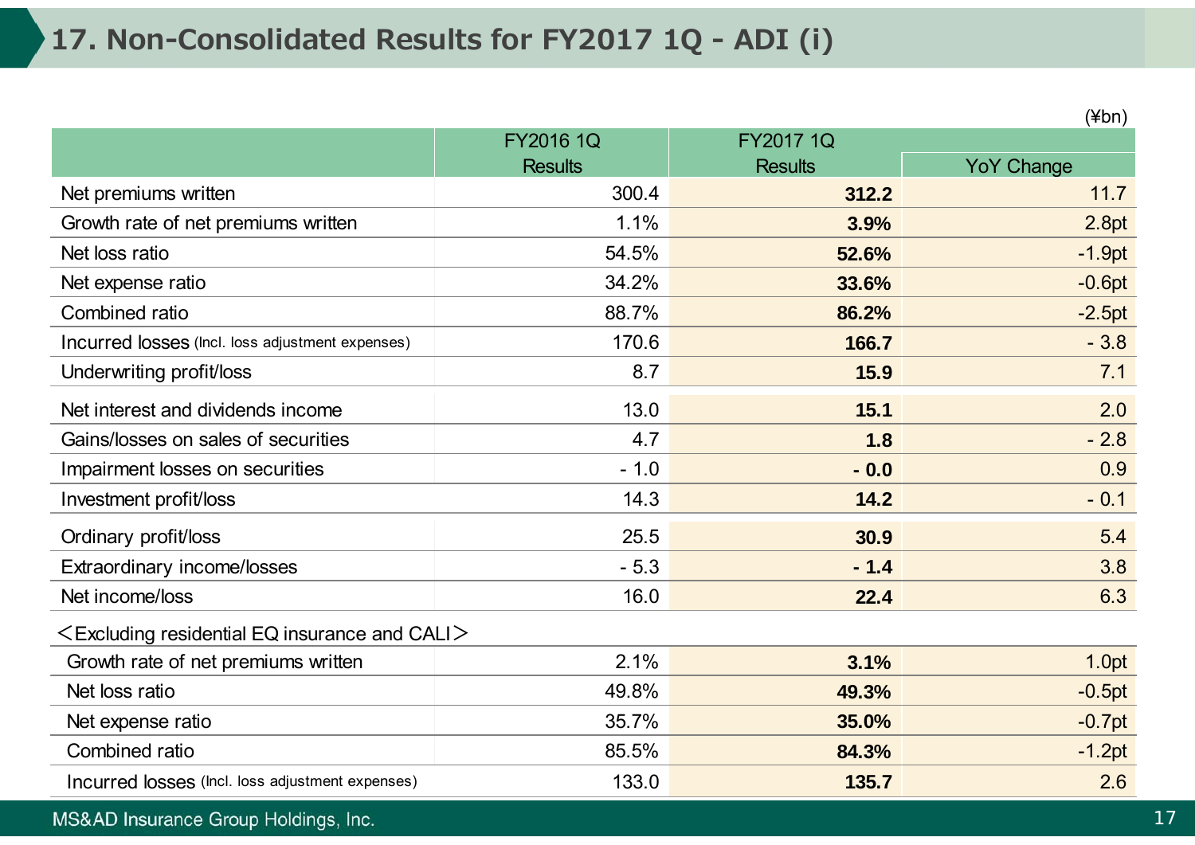# 17. Non-Consolidated Results for FY2017 1Q - ADI (i)

(¥bn)

| | FY2016 1Q Results | FY2017 1Q Results | YoY Change |
|---|---|---|---|
| Net premiums written | 300.4 | **312.2** | 11.7 |
| Growth rate of net premiums written | 1.1% | **3.9%** | 2.8pt |
| Net loss ratio | 54.5% | **52.6%** | -1.9pt |
| Net expense ratio | 34.2% | **33.6%** | -0.6pt |
| Combined ratio | 88.7% | **86.2%** | -2.5pt |
| Incurred losses (Incl. loss adjustment expenses) | 170.6 | **166.7** | - 3.8 |
| Underwriting profit/loss | 8.7 | **15.9** | 7.1 |
| Net interest and dividends income | 13.0 | **15.1** | 2.0 |
| Gains/losses on sales of securities | 4.7 | **1.8** | - 2.8 |
| Impairment losses on securities | - 1.0 | **- 0.0** | 0.9 |
| Investment profit/loss | 14.3 | **14.2** | - 0.1 |
| Ordinary profit/loss | 25.5 | **30.9** | 5.4 |
| Extraordinary income/losses | - 5.3 | **- 1.4** | 3.8 |
| Net income/loss | 16.0 | **22.4** | 6.3 |
| ＜Excluding residential EQ insurance and CALI＞ | | | |
| Growth rate of net premiums written | 2.1% | **3.1%** | 1.0pt |
| Net loss ratio | 49.8% | **49.3%** | -0.5pt |
| Net expense ratio | 35.7% | **35.0%** | -0.7pt |
| Combined ratio | 85.5% | **84.3%** | -1.2pt |
| Incurred losses (Incl. loss adjustment expenses) | 133.0 | **135.7** | 2.6 |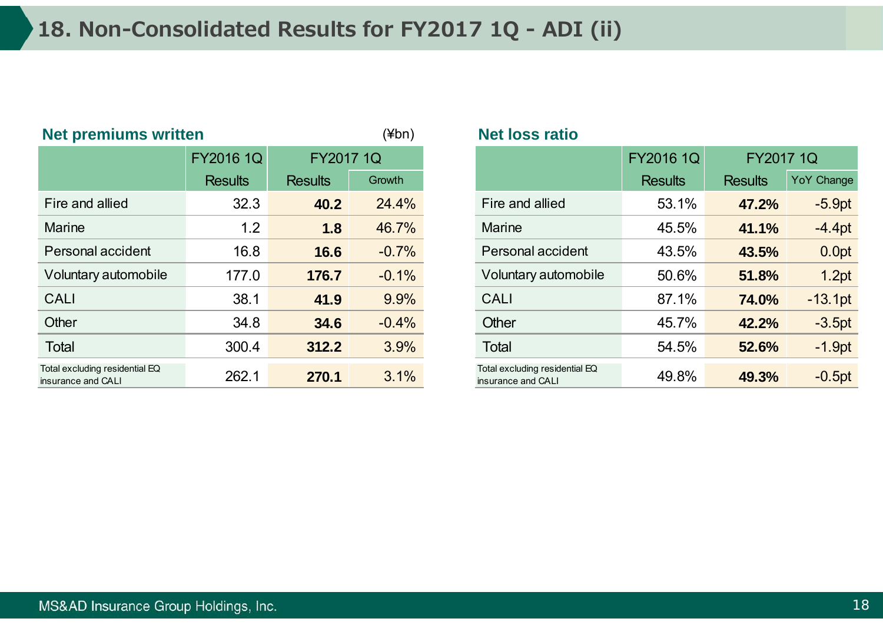# 18. Non-Consolidated Results for FY2017 1Q - ADI (ii)

## Net premiums written

(¥bn)

| | FY2016 1Q | FY2017 1Q | |
|---|---|---|---|
| | Results | Results | Growth |
| Fire and allied | 32.3 | **40.2** | 24.4% |
| Marine | 1.2 | **1.8** | 46.7% |
| Personal accident | 16.8 | **16.6** | -0.7% |
| Voluntary automobile | 177.0 | **176.7** | -0.1% |
| CALI | 38.1 | **41.9** | 9.9% |
| Other | 34.8 | **34.6** | -0.4% |
| Total | 300.4 | **312.2** | 3.9% |
| Total excluding residential EQ insurance and CALI | 262.1 | **270.1** | 3.1% |

## Net loss ratio

| | FY2016 1Q | FY2017 1Q | |
|---|---|---|---|
| | Results | Results | YoY Change |
| Fire and allied | 53.1% | **47.2%** | -5.9pt |
| Marine | 45.5% | **41.1%** | -4.4pt |
| Personal accident | 43.5% | **43.5%** | 0.0pt |
| Voluntary automobile | 50.6% | **51.8%** | 1.2pt |
| CALI | 87.1% | **74.0%** | -13.1pt |
| Other | 45.7% | **42.2%** | -3.5pt |
| Total | 54.5% | **52.6%** | -1.9pt |
| Total excluding residential EQ insurance and CALI | 49.8% | **49.3%** | -0.5pt |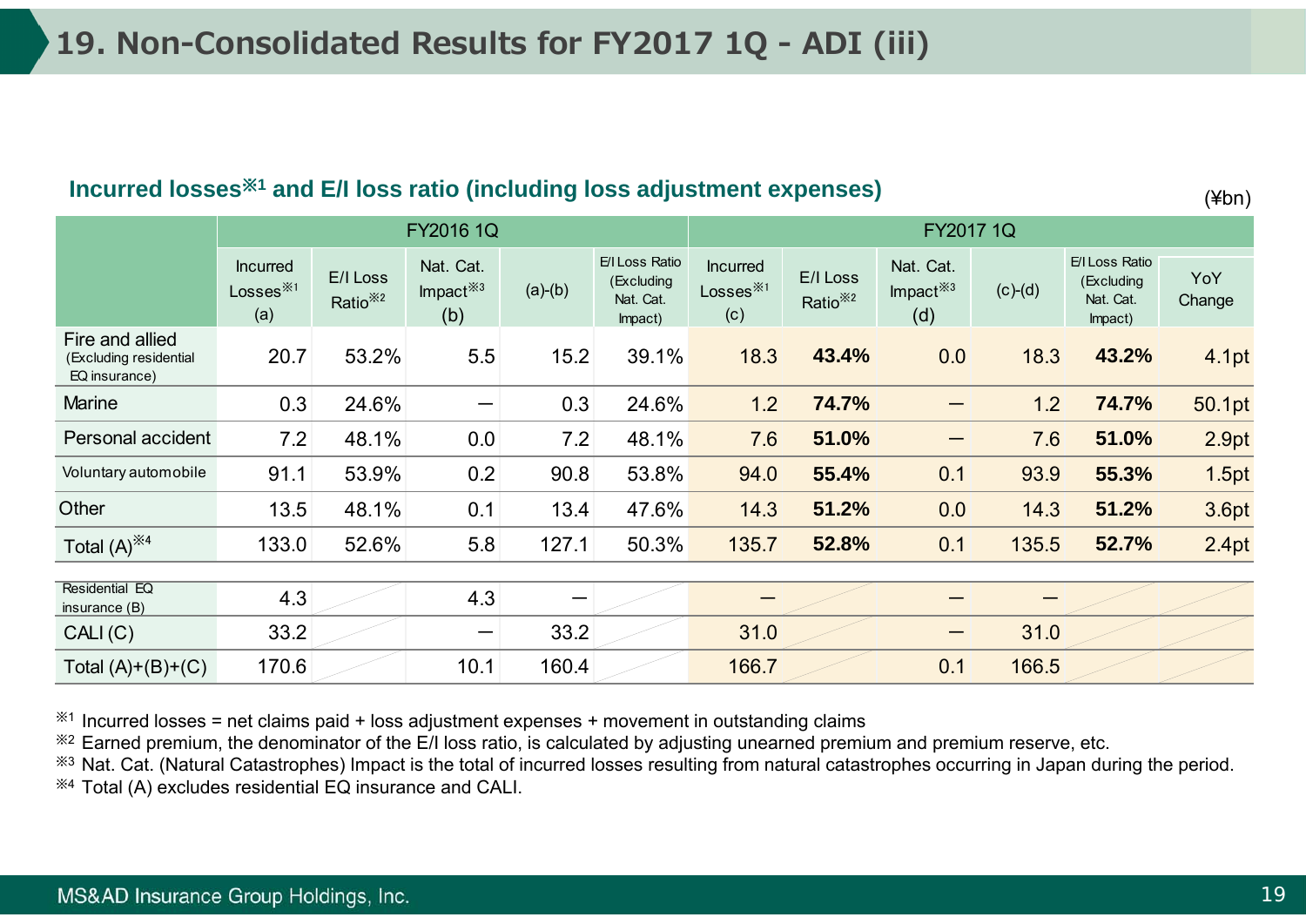# 19. Non-Consolidated Results for FY2017 1Q - ADI (iii)

## Incurred losses※1 and E/I loss ratio (including loss adjustment expenses)

(¥bn)

| | FY2016 1Q | | | | | FY2017 1Q | | | | | |
|---|---|---|---|---|---|---|---|---|---|---|---|
| | Incurred Losses※1 (a) | E/I Loss Ratio※2 | Nat. Cat. Impact※3 (b) | (a)-(b) | E/I Loss Ratio (Excluding Nat. Cat. Impact) | Incurred Losses※1 (c) | E/I Loss Ratio※2 | Nat. Cat. Impact※3 (d) | (c)-(d) | E/I Loss Ratio (Excluding Nat. Cat. Impact) | YoY Change |
| Fire and allied (Excluding residential EQ insurance) | 20.7 | 53.2% | 5.5 | 15.2 | 39.1% | 18.3 | **43.4%** | 0.0 | 18.3 | **43.2%** | 4.1pt |
| Marine | 0.3 | 24.6% | – | 0.3 | 24.6% | 1.2 | **74.7%** | – | 1.2 | **74.7%** | 50.1pt |
| Personal accident | 7.2 | 48.1% | 0.0 | 7.2 | 48.1% | 7.6 | **51.0%** | – | 7.6 | **51.0%** | 2.9pt |
| Voluntary automobile | 91.1 | 53.9% | 0.2 | 90.8 | 53.8% | 94.0 | **55.4%** | 0.1 | 93.9 | **55.3%** | 1.5pt |
| Other | 13.5 | 48.1% | 0.1 | 13.4 | 47.6% | 14.3 | **51.2%** | 0.0 | 14.3 | **51.2%** | 3.6pt |
| Total (A)※4 | 133.0 | 52.6% | 5.8 | 127.1 | 50.3% | 135.7 | **52.8%** | 0.1 | 135.5 | **52.7%** | 2.4pt |
| Residential EQ insurance (B) | 4.3 | | 4.3 | – | | – | | – | – | | |
| CALI (C) | 33.2 | | – | 33.2 | | 31.0 | | – | 31.0 | | |
| Total (A)+(B)+(C) | 170.6 | | 10.1 | 160.4 | | 166.7 | | 0.1 | 166.5 | | |

※1 Incurred losses = net claims paid + loss adjustment expenses + movement in outstanding claims
※2 Earned premium, the denominator of the E/I loss ratio, is calculated by adjusting unearned premium and premium reserve, etc.
※3 Nat. Cat. (Natural Catastrophes) Impact is the total of incurred losses resulting from natural catastrophes occurring in Japan during the period.
※4 Total (A) excludes residential EQ insurance and CALI.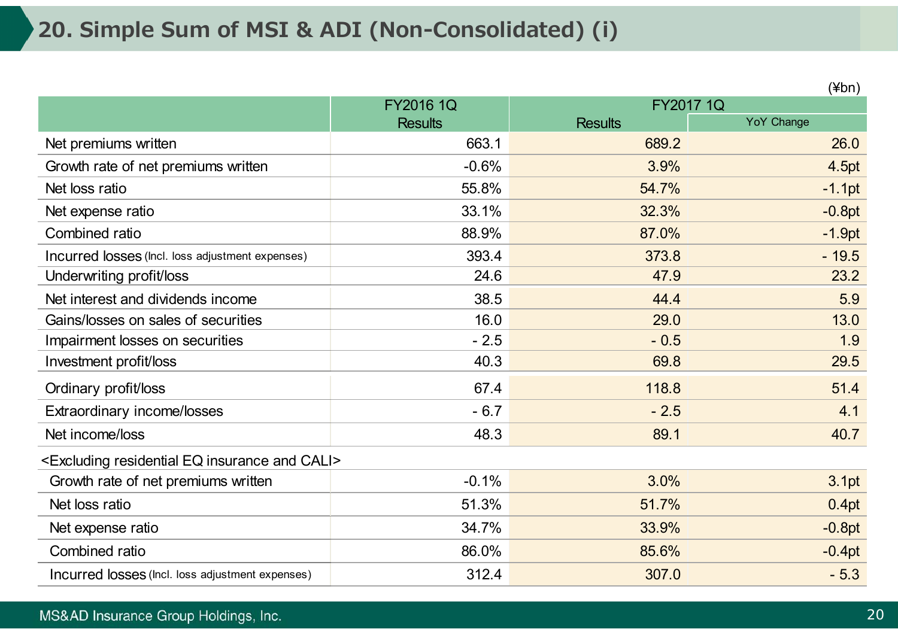# 20. Simple Sum of MSI & ADI (Non-Consolidated) (i)

(¥bn)

| | FY2016 1Q | FY2017 1Q | |
|---|---|---|---|
| | Results | Results | YoY Change |
| Net premiums written | 663.1 | 689.2 | 26.0 |
| Growth rate of net premiums written | -0.6% | 3.9% | 4.5pt |
| Net loss ratio | 55.8% | 54.7% | -1.1pt |
| Net expense ratio | 33.1% | 32.3% | -0.8pt |
| Combined ratio | 88.9% | 87.0% | -1.9pt |
| Incurred losses (Incl. loss adjustment expenses) | 393.4 | 373.8 | - 19.5 |
| Underwriting profit/loss | 24.6 | 47.9 | 23.2 |
| Net interest and dividends income | 38.5 | 44.4 | 5.9 |
| Gains/losses on sales of securities | 16.0 | 29.0 | 13.0 |
| Impairment losses on securities | - 2.5 | - 0.5 | 1.9 |
| Investment profit/loss | 40.3 | 69.8 | 29.5 |
| Ordinary profit/loss | 67.4 | 118.8 | 51.4 |
| Extraordinary income/losses | - 6.7 | - 2.5 | 4.1 |
| Net income/loss | 48.3 | 89.1 | 40.7 |
| <Excluding residential EQ insurance and CALI> | | | |
| Growth rate of net premiums written | -0.1% | 3.0% | 3.1pt |
| Net loss ratio | 51.3% | 51.7% | 0.4pt |
| Net expense ratio | 34.7% | 33.9% | -0.8pt |
| Combined ratio | 86.0% | 85.6% | -0.4pt |
| Incurred losses (Incl. loss adjustment expenses) | 312.4 | 307.0 | - 5.3 |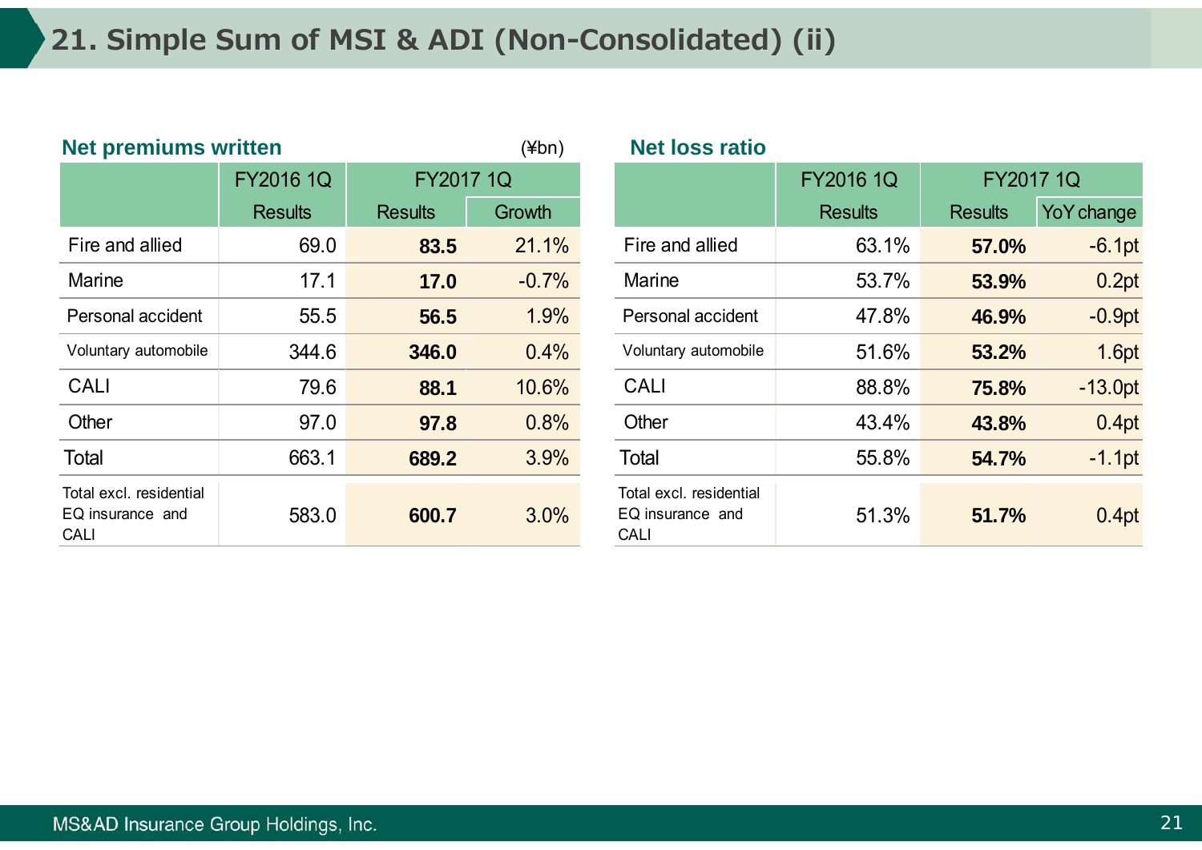# 21. Simple Sum of MSI & ADI (Non-Consolidated) (ii)

### Net premiums written

(¥bn)

| | FY2016 1Q | FY2017 1Q | |
|---|---|---|---|
| | Results | Results | Growth |
| Fire and allied | 69.0 | **83.5** | 21.1% |
| Marine | 17.1 | **17.0** | -0.7% |
| Personal accident | 55.5 | **56.5** | 1.9% |
| Voluntary automobile | 344.6 | **346.0** | 0.4% |
| CALI | 79.6 | **88.1** | 10.6% |
| Other | 97.0 | **97.8** | 0.8% |
| Total | 663.1 | **689.2** | 3.9% |
| Total excl. residential EQ insurance and CALI | 583.0 | **600.7** | 3.0% |

### Net loss ratio

| | FY2016 1Q | FY2017 1Q | |
|---|---|---|---|
| | Results | Results | YoY change |
| Fire and allied | 63.1% | **57.0%** | -6.1pt |
| Marine | 53.7% | **53.9%** | 0.2pt |
| Personal accident | 47.8% | **46.9%** | -0.9pt |
| Voluntary automobile | 51.6% | **53.2%** | 1.6pt |
| CALI | 88.8% | **75.8%** | -13.0pt |
| Other | 43.4% | **43.8%** | 0.4pt |
| Total | 55.8% | **54.7%** | -1.1pt |
| Total excl. residential EQ insurance and CALI | 51.3% | **51.7%** | 0.4pt |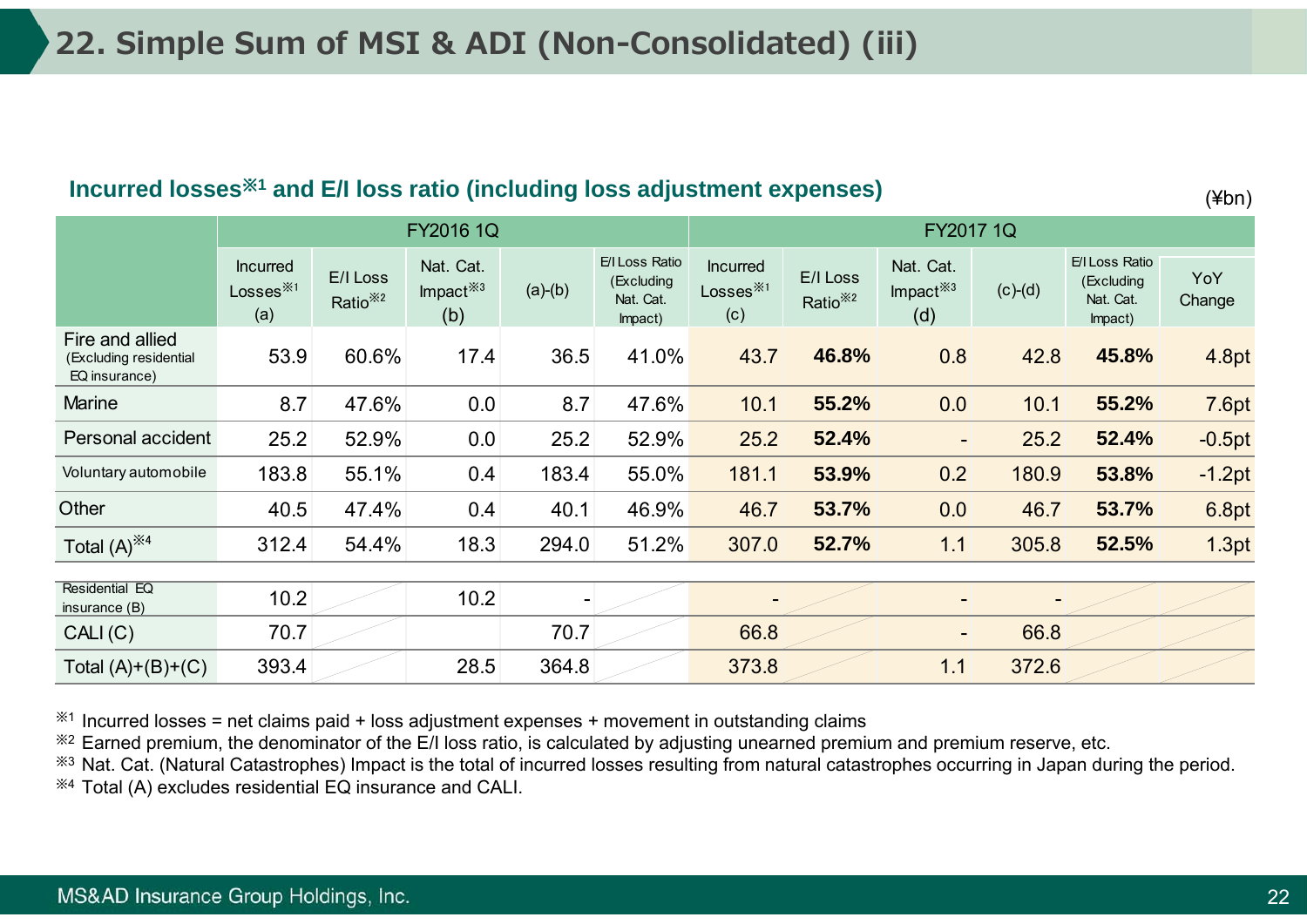# 22. Simple Sum of MSI & ADI (Non-Consolidated) (iii)

## Incurred losses※1 and E/I loss ratio (including loss adjustment expenses)

(¥bn)

| | FY2016 1Q | | | | | FY2017 1Q | | | | | |
|---|---|---|---|---|---|---|---|---|---|---|---|
| | Incurred Losses※1 (a) | E/I Loss Ratio※2 | Nat. Cat. Impact※3 (b) | (a)-(b) | E/I Loss Ratio (Excluding Nat. Cat. Impact) | Incurred Losses※1 (c) | E/I Loss Ratio※2 | Nat. Cat. Impact※3 (d) | (c)-(d) | E/I Loss Ratio (Excluding Nat. Cat. Impact) | YoY Change |
| Fire and allied (Excluding residential EQ insurance) | 53.9 | 60.6% | 17.4 | 36.5 | 41.0% | 43.7 | **46.8%** | 0.8 | 42.8 | **45.8%** | 4.8pt |
| Marine | 8.7 | 47.6% | 0.0 | 8.7 | 47.6% | 10.1 | **55.2%** | 0.0 | 10.1 | **55.2%** | 7.6pt |
| Personal accident | 25.2 | 52.9% | 0.0 | 25.2 | 52.9% | 25.2 | **52.4%** | - | 25.2 | **52.4%** | -0.5pt |
| Voluntary automobile | 183.8 | 55.1% | 0.4 | 183.4 | 55.0% | 181.1 | **53.9%** | 0.2 | 180.9 | **53.8%** | -1.2pt |
| Other | 40.5 | 47.4% | 0.4 | 40.1 | 46.9% | 46.7 | **53.7%** | 0.0 | 46.7 | **53.7%** | 6.8pt |
| Total (A)※4 | 312.4 | 54.4% | 18.3 | 294.0 | 51.2% | 307.0 | **52.7%** | 1.1 | 305.8 | **52.5%** | 1.3pt |
| Residential EQ insurance (B) | 10.2 | | 10.2 | - | | - | | - | - | | |
| CALI (C) | 70.7 | | | 70.7 | | 66.8 | | - | 66.8 | | |
| Total (A)+(B)+(C) | 393.4 | | 28.5 | 364.8 | | 373.8 | | 1.1 | 372.6 | | |

※1 Incurred losses = net claims paid + loss adjustment expenses + movement in outstanding claims
※2 Earned premium, the denominator of the E/I loss ratio, is calculated by adjusting unearned premium and premium reserve, etc.
※3 Nat. Cat. (Natural Catastrophes) Impact is the total of incurred losses resulting from natural catastrophes occurring in Japan during the period.
※4 Total (A) excludes residential EQ insurance and CALI.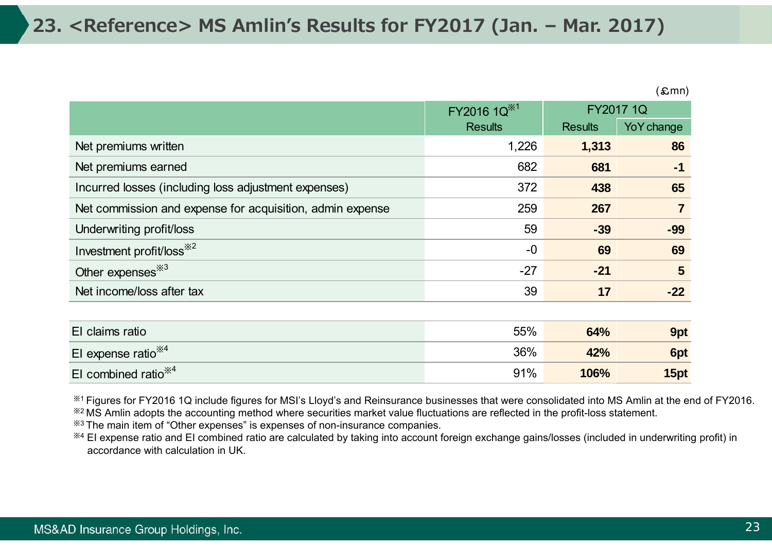# 23. <Reference> MS Amlin's Results for FY2017 (Jan. – Mar. 2017)

(£mn)

| | FY2016 1Q[※1] Results | FY2017 1Q Results | FY2017 1Q YoY change |
|---|---|---|---|
| Net premiums written | 1,226 | **1,313** | **86** |
| Net premiums earned | 682 | **681** | **-1** |
| Incurred losses (including loss adjustment expenses) | 372 | **438** | **65** |
| Net commission and expense for acquisition, admin expense | 259 | **267** | **7** |
| Underwriting profit/loss | 59 | **-39** | **-99** |
| Investment profit/loss[※2] | -0 | **69** | **69** |
| Other expenses[※3] | -27 | **-21** | **5** |
| Net income/loss after tax | 39 | **17** | **-22** |
| | | | |
| EI claims ratio | 55% | **64%** | **9pt** |
| EI expense ratio[※4] | 36% | **42%** | **6pt** |
| EI combined ratio[※4] | 91% | **106%** | **15pt** |

※1 Figures for FY2016 1Q include figures for MSI's Lloyd's and Reinsurance businesses that were consolidated into MS Amlin at the end of FY2016.
※2 MS Amlin adopts the accounting method where securities market value fluctuations are reflected in the profit-loss statement.
※3 The main item of "Other expenses" is expenses of non-insurance companies.
※4 EI expense ratio and EI combined ratio are calculated by taking into account foreign exchange gains/losses (included in underwriting profit) in accordance with calculation in UK.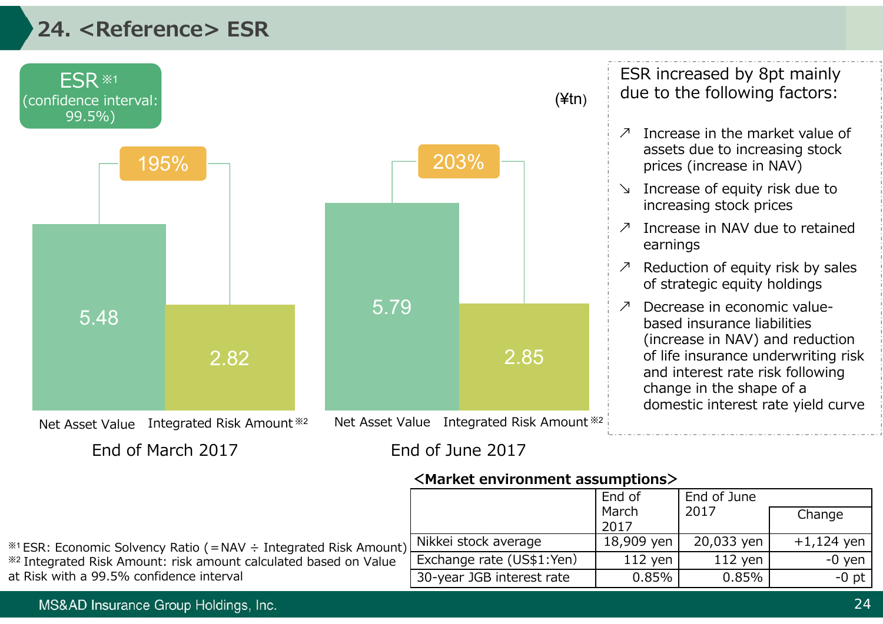## 24. <Reference> ESR

**ESR※1 (confidence interval: 99.5%)**

(¥tn)

| | End of March 2017 | End of June 2017 |
|---|---|---|
| ESR | 195% | 203% |
| Net Asset Value | 5.48 | 5.79 |
| Integrated Risk Amount※2 | 2.82 | 2.85 |

ESR increased by 8pt mainly due to the following factors:

- ↗ Increase in the market value of assets due to increasing stock prices (increase in NAV)
- ↘ Increase of equity risk due to increasing stock prices
- ↗ Increase in NAV due to retained earnings
- ↗ Reduction of equity risk by sales of strategic equity holdings
- ↗ Decrease in economic value-based insurance liabilities (increase in NAV) and reduction of life insurance underwriting risk and interest rate risk following change in the shape of a domestic interest rate yield curve

**<Market environment assumptions>**

| | End of March 2017 | End of June 2017 | Change |
|---|---|---|---|
| Nikkei stock average | 18,909 yen | 20,033 yen | +1,124 yen |
| Exchange rate (US$1:Yen) | 112 yen | 112 yen | -0 yen |
| 30-year JGB interest rate | 0.85% | 0.85% | -0 pt |

※1 ESR: Economic Solvency Ratio (=NAV ÷ Integrated Risk Amount)
※2 Integrated Risk Amount: risk amount calculated based on Value at Risk with a 99.5% confidence interval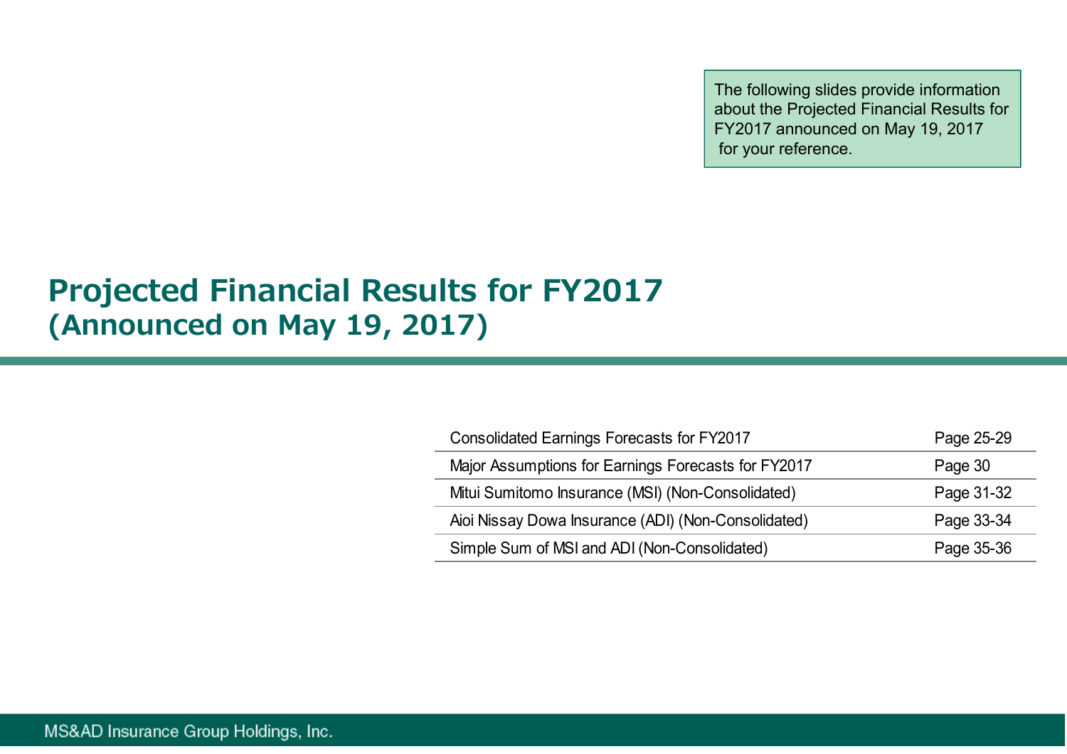The following slides provide information about the Projected Financial Results for FY2017 announced on May 19, 2017 for your reference.

# Projected Financial Results for FY2017
## (Announced on May 19, 2017)

| | |
|---|---|
| Consolidated Earnings Forecasts for FY2017 | Page 25-29 |
| Major Assumptions for Earnings Forecasts for FY2017 | Page 30 |
| Mitui Sumitomo Insurance (MSI) (Non-Consolidated) | Page 31-32 |
| Aioi Nissay Dowa Insurance (ADI) (Non-Consolidated) | Page 33-34 |
| Simple Sum of MSI and ADI (Non-Consolidated) | Page 35-36 |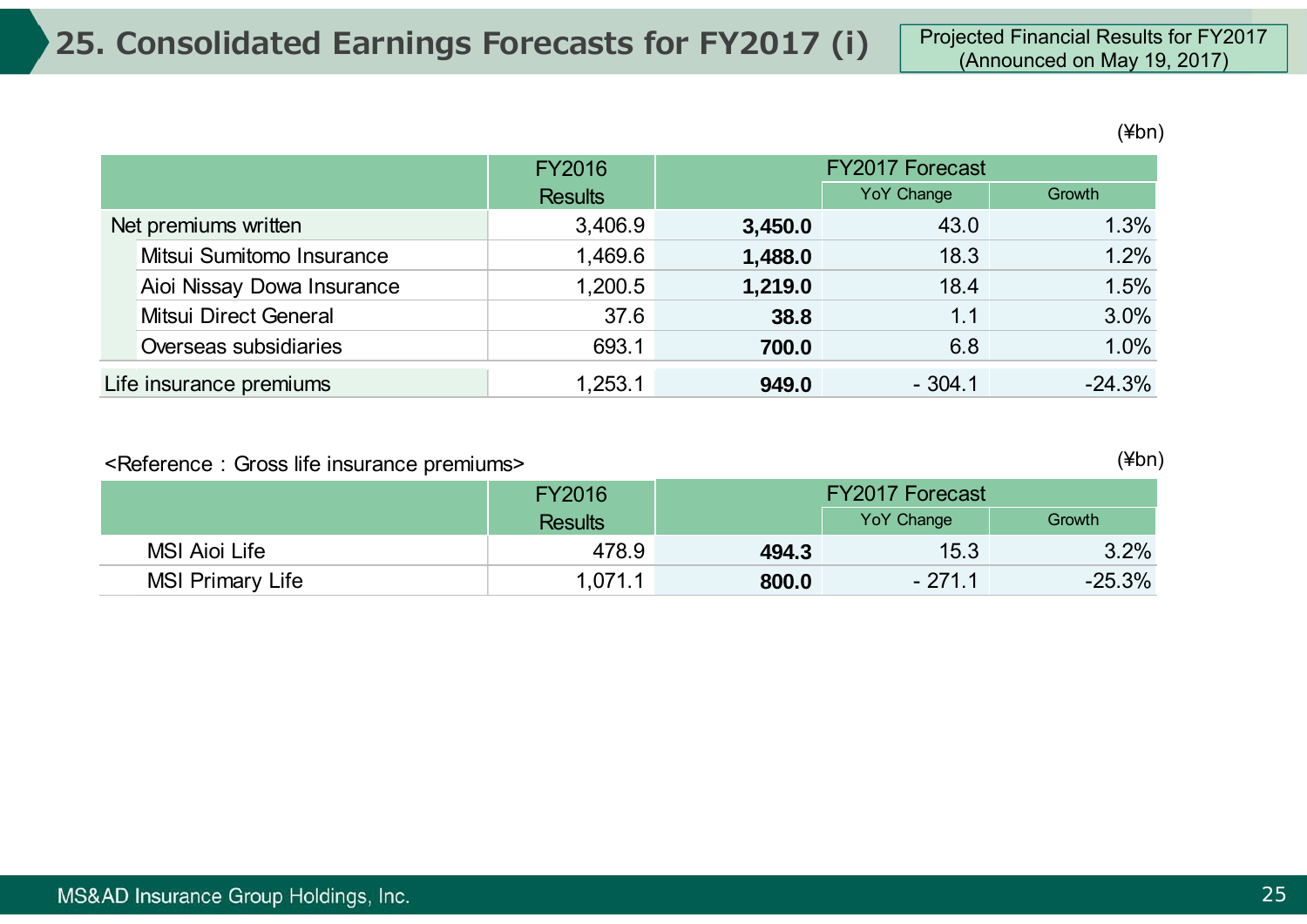# 25. Consolidated Earnings Forecasts for FY2017 (i)

Projected Financial Results for FY2017 (Announced on May 19, 2017)

(¥bn)

| | FY2016 Results | FY2017 Forecast | | |
|---|---|---|---|---|
| | | | YoY Change | Growth |
| Net premiums written | 3,406.9 | **3,450.0** | 43.0 | 1.3% |
| Mitsui Sumitomo Insurance | 1,469.6 | **1,488.0** | 18.3 | 1.2% |
| Aioi Nissay Dowa Insurance | 1,200.5 | **1,219.0** | 18.4 | 1.5% |
| Mitsui Direct General | 37.6 | **38.8** | 1.1 | 3.0% |
| Overseas subsidiaries | 693.1 | **700.0** | 6.8 | 1.0% |
| Life insurance premiums | 1,253.1 | **949.0** | - 304.1 | -24.3% |

<Reference：Gross life insurance premiums>

(¥bn)

| | FY2016 Results | FY2017 Forecast | | |
|---|---|---|---|---|
| | | | YoY Change | Growth |
| MSI Aioi Life | 478.9 | **494.3** | 15.3 | 3.2% |
| MSI Primary Life | 1,071.1 | **800.0** | - 271.1 | -25.3% |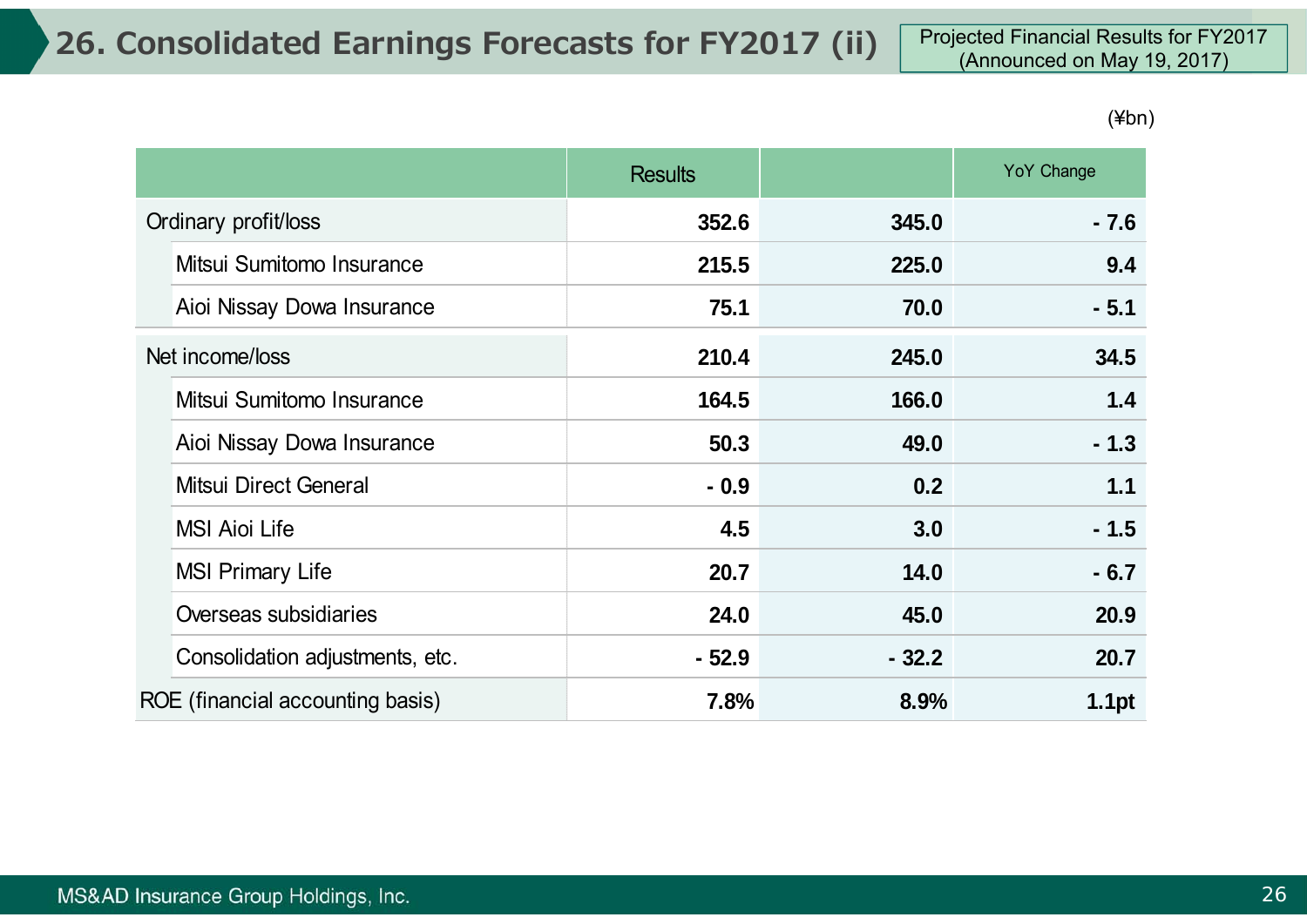# 26. Consolidated Earnings Forecasts for FY2017 (ii)

Projected Financial Results for FY2017 (Announced on May 19, 2017)

(¥bn)

| | Results | | YoY Change |
|---|---|---|---|
| Ordinary profit/loss | 352.6 | 345.0 | - 7.6 |
| Mitsui Sumitomo Insurance | 215.5 | 225.0 | 9.4 |
| Aioi Nissay Dowa Insurance | 75.1 | 70.0 | - 5.1 |
| Net income/loss | 210.4 | 245.0 | 34.5 |
| Mitsui Sumitomo Insurance | 164.5 | 166.0 | 1.4 |
| Aioi Nissay Dowa Insurance | 50.3 | 49.0 | - 1.3 |
| Mitsui Direct General | - 0.9 | 0.2 | 1.1 |
| MSI Aioi Life | 4.5 | 3.0 | - 1.5 |
| MSI Primary Life | 20.7 | 14.0 | - 6.7 |
| Overseas subsidiaries | 24.0 | 45.0 | 20.9 |
| Consolidation adjustments, etc. | - 52.9 | - 32.2 | 20.7 |
| ROE (financial accounting basis) | 7.8% | 8.9% | 1.1pt |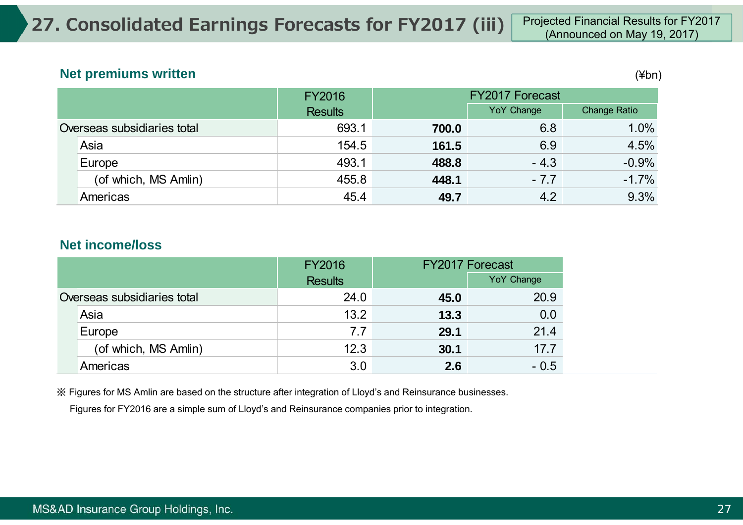# 27. Consolidated Earnings Forecasts for FY2017 (iii)

Projected Financial Results for FY2017 (Announced on May 19, 2017)

## Net premiums written

(¥bn)

| | FY2016 Results | FY2017 Forecast | | |
|---|---|---|---|---|
| | | | YoY Change | Change Ratio |
| Overseas subsidiaries total | 693.1 | **700.0** | 6.8 | 1.0% |
| Asia | 154.5 | **161.5** | 6.9 | 4.5% |
| Europe | 493.1 | **488.8** | - 4.3 | -0.9% |
| (of which, MS Amlin) | 455.8 | **448.1** | - 7.7 | -1.7% |
| Americas | 45.4 | **49.7** | 4.2 | 9.3% |

## Net income/loss

| | FY2016 Results | FY2017 Forecast | |
|---|---|---|---|
| | | | YoY Change |
| Overseas subsidiaries total | 24.0 | **45.0** | 20.9 |
| Asia | 13.2 | **13.3** | 0.0 |
| Europe | 7.7 | **29.1** | 21.4 |
| (of which, MS Amlin) | 12.3 | **30.1** | 17.7 |
| Americas | 3.0 | **2.6** | - 0.5 |

※ Figures for MS Amlin are based on the structure after integration of Lloyd’s and Reinsurance businesses.
Figures for FY2016 are a simple sum of Lloyd’s and Reinsurance companies prior to integration.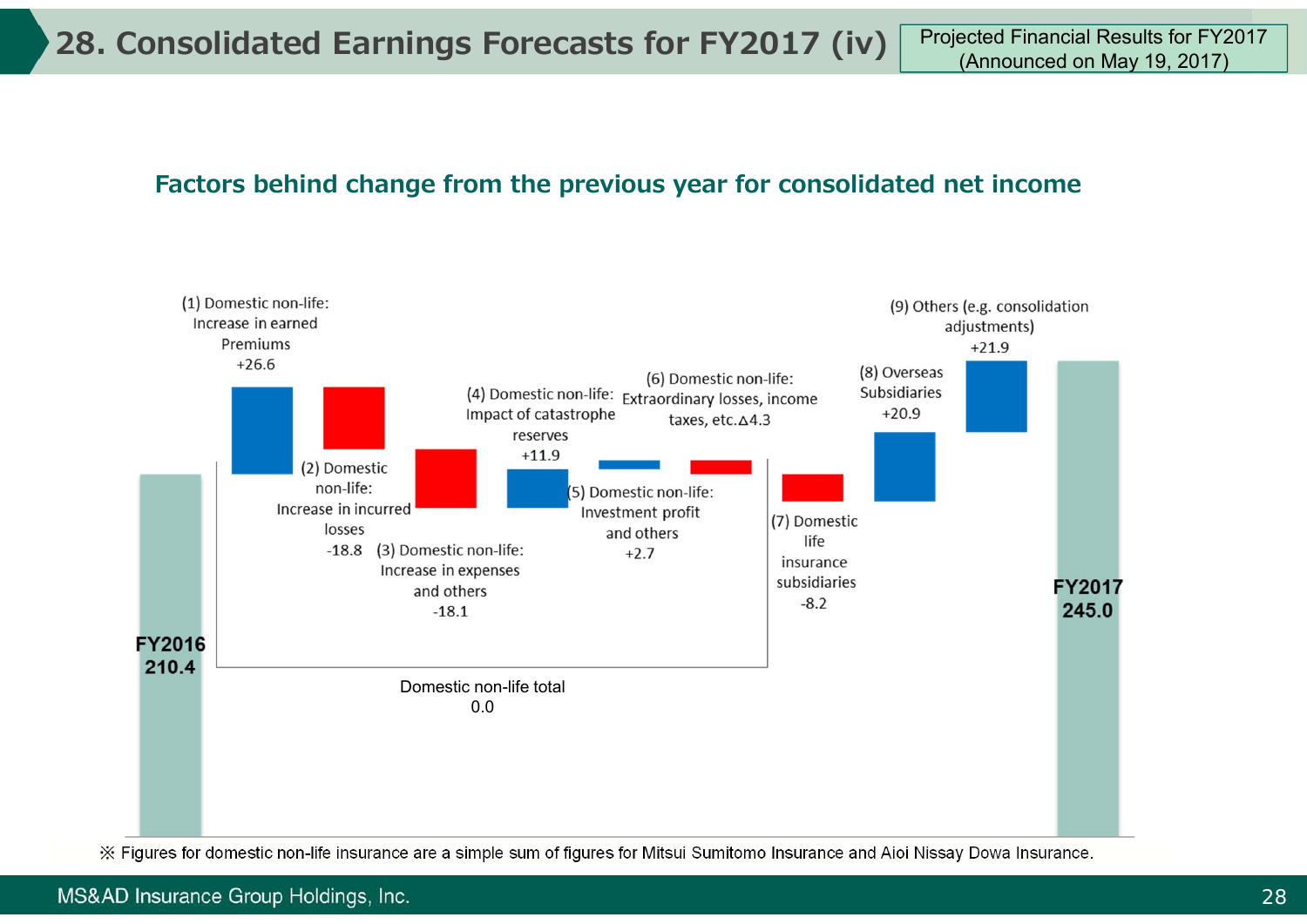# 28. Consolidated Earnings Forecasts for FY2017 (iv)

Projected Financial Results for FY2017 (Announced on May 19, 2017)

## Factors behind change from the previous year for consolidated net income

FY2016 210.4

(1) Domestic non-life: Increase in earned Premiums +26.6

(2) Domestic non-life: Increase in incurred losses -18.8

(3) Domestic non-life: Increase in expenses and others -18.1

(4) Domestic non-life: Impact of catastrophe reserves +11.9

(5) Domestic non-life: Investment profit and others +2.7

(6) Domestic non-life: Extraordinary losses, income taxes, etc.Δ4.3

Domestic non-life total 0.0

(7) Domestic life insurance subsidiaries -8.2

(8) Overseas Subsidiaries +20.9

(9) Others (e.g. consolidation adjustments) +21.9

FY2017 245.0

※ Figures for domestic non-life insurance are a simple sum of figures for Mitsui Sumitomo Insurance and Aioi Nissay Dowa Insurance.

MS&AD Insurance Group Holdings, Inc.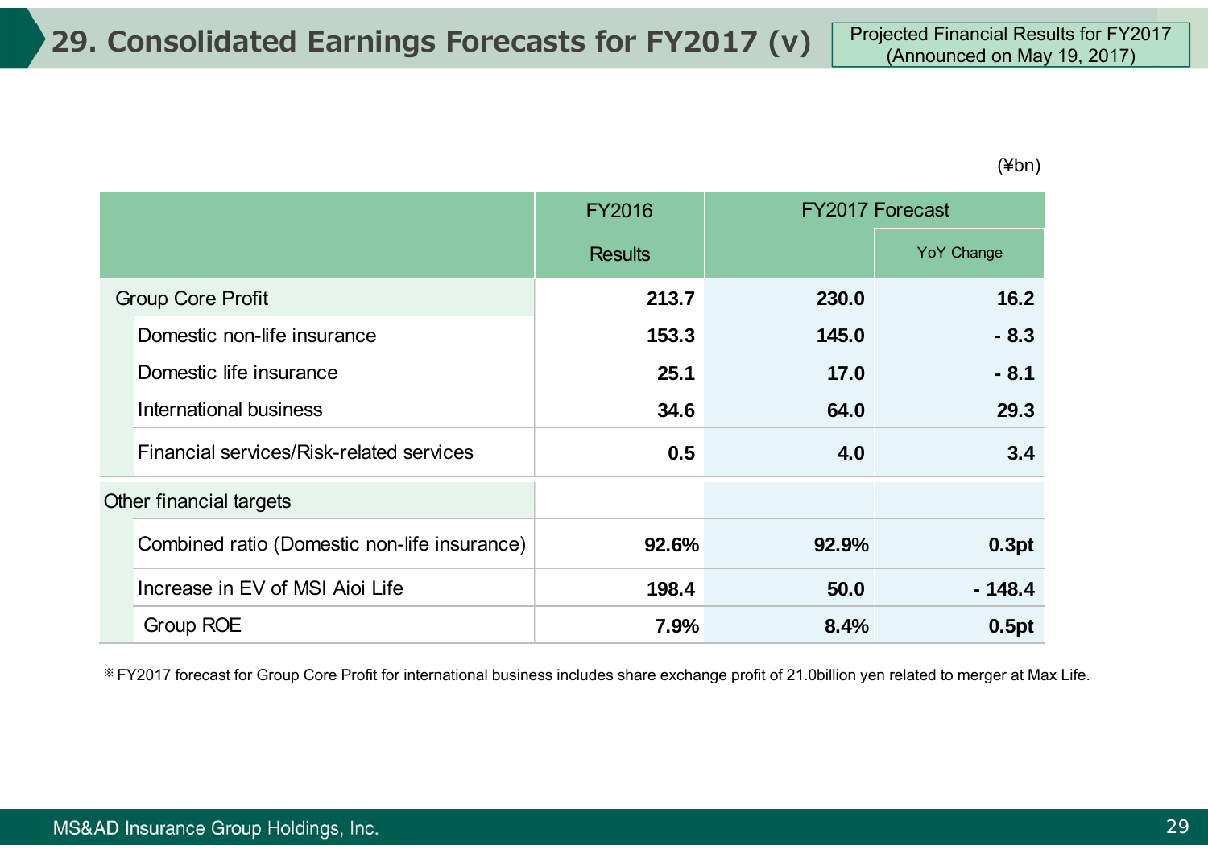# 29. Consolidated Earnings Forecasts for FY2017 (v)

Projected Financial Results for FY2017 (Announced on May 19, 2017)

(¥bn)

| | FY2016 Results | FY2017 Forecast | |
|---|---|---|---|
| | | | YoY Change |
| Group Core Profit | **213.7** | **230.0** | **16.2** |
| Domestic non-life insurance | **153.3** | **145.0** | **- 8.3** |
| Domestic life insurance | **25.1** | **17.0** | **- 8.1** |
| International business | **34.6** | **64.0** | **29.3** |
| Financial services/Risk-related services | **0.5** | **4.0** | **3.4** |
| Other financial targets | | | |
| Combined ratio (Domestic non-life insurance) | **92.6%** | **92.9%** | **0.3pt** |
| Increase in EV of MSI Aioi Life | **198.4** | **50.0** | **- 148.4** |
| Group ROE | **7.9%** | **8.4%** | **0.5pt** |

※ FY2017 forecast for Group Core Profit for international business includes share exchange profit of 21.0billion yen related to merger at Max Life.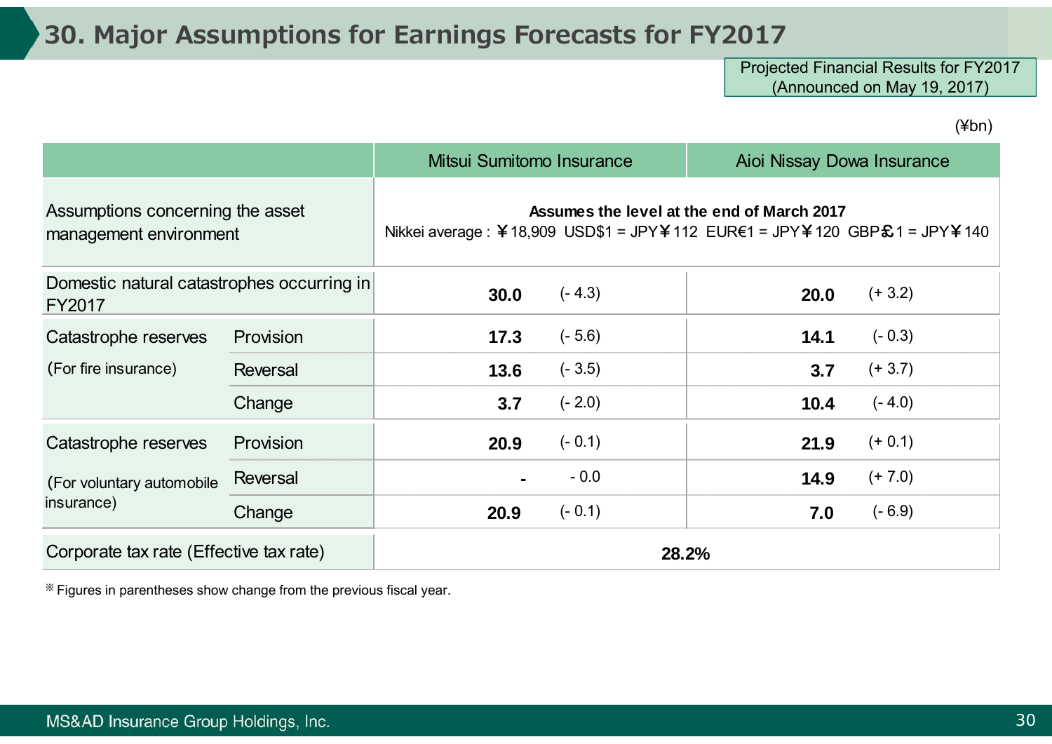# 30. Major Assumptions for Earnings Forecasts for FY2017

Projected Financial Results for FY2017 (Announced on May 19, 2017)

(¥bn)

| | | Mitsui Sumitomo Insurance | | Aioi Nissay Dowa Insurance | |
|---|---|---|---|---|---|
| Assumptions concerning the asset management environment | | **Assumes the level at the end of March 2017** Nikkei average : ￥18,909 USD$1 = JPY￥112 EUR€1 = JPY￥120 GBP£1 = JPY￥140 | | | |
| Domestic natural catastrophes occurring in FY2017 | | **30.0** | (- 4.3) | **20.0** | (+ 3.2) |
| Catastrophe reserves (For fire insurance) | Provision | **17.3** | (- 5.6) | **14.1** | (- 0.3) |
| | Reversal | **13.6** | (- 3.5) | **3.7** | (+ 3.7) |
| | Change | **3.7** | (- 2.0) | **10.4** | (- 4.0) |
| Catastrophe reserves (For voluntary automobile insurance) | Provision | **20.9** | (- 0.1) | **21.9** | (+ 0.1) |
| | Reversal | **-** | - 0.0 | **14.9** | (+ 7.0) |
| | Change | **20.9** | (- 0.1) | **7.0** | (- 6.9) |
| Corporate tax rate (Effective tax rate) | | **28.2%** | | | |

※ Figures in parentheses show change from the previous fiscal year.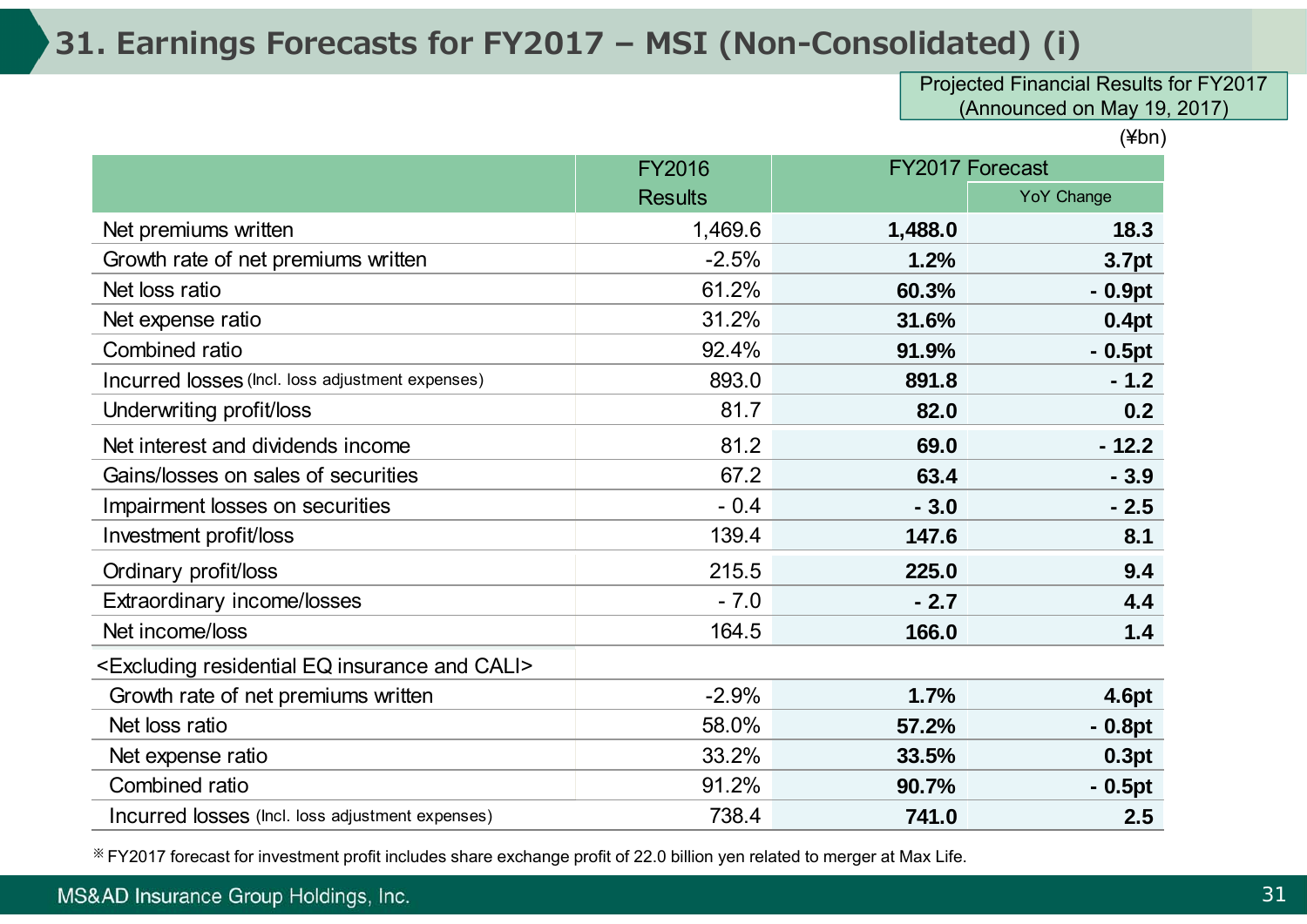# 31. Earnings Forecasts for FY2017 – MSI (Non-Consolidated) (i)

Projected Financial Results for FY2017 (Announced on May 19, 2017)

(¥bn)

| | FY2016 Results | FY2017 Forecast | |
|---|---|---|---|
| | | | YoY Change |
| Net premiums written | 1,469.6 | **1,488.0** | **18.3** |
| Growth rate of net premiums written | -2.5% | **1.2%** | **3.7pt** |
| Net loss ratio | 61.2% | **60.3%** | **- 0.9pt** |
| Net expense ratio | 31.2% | **31.6%** | **0.4pt** |
| Combined ratio | 92.4% | **91.9%** | **- 0.5pt** |
| Incurred losses (Incl. loss adjustment expenses) | 893.0 | **891.8** | **- 1.2** |
| Underwriting profit/loss | 81.7 | **82.0** | **0.2** |
| Net interest and dividends income | 81.2 | **69.0** | **- 12.2** |
| Gains/losses on sales of securities | 67.2 | **63.4** | **- 3.9** |
| Impairment losses on securities | - 0.4 | **- 3.0** | **- 2.5** |
| Investment profit/loss | 139.4 | **147.6** | **8.1** |
| Ordinary profit/loss | 215.5 | **225.0** | **9.4** |
| Extraordinary income/losses | - 7.0 | **- 2.7** | **4.4** |
| Net income/loss | 164.5 | **166.0** | **1.4** |
| <Excluding residential EQ insurance and CALI> | | | |
| Growth rate of net premiums written | -2.9% | **1.7%** | **4.6pt** |
| Net loss ratio | 58.0% | **57.2%** | **- 0.8pt** |
| Net expense ratio | 33.2% | **33.5%** | **0.3pt** |
| Combined ratio | 91.2% | **90.7%** | **- 0.5pt** |
| Incurred losses (Incl. loss adjustment expenses) | 738.4 | **741.0** | **2.5** |

※ FY2017 forecast for investment profit includes share exchange profit of 22.0 billion yen related to merger at Max Life.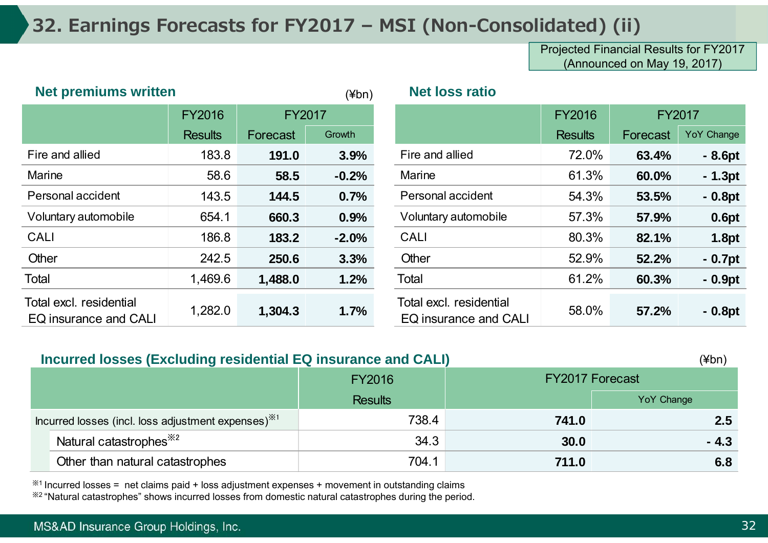# 32. Earnings Forecasts for FY2017 – MSI (Non-Consolidated) (ii)

Projected Financial Results for FY2017 (Announced on May 19, 2017)

## Net premiums written

(¥bn)

| | FY2016 | FY2017 | |
|---|---|---|---|
| | Results | Forecast | Growth |
| Fire and allied | 183.8 | **191.0** | **3.9%** |
| Marine | 58.6 | **58.5** | **-0.2%** |
| Personal accident | 143.5 | **144.5** | **0.7%** |
| Voluntary automobile | 654.1 | **660.3** | **0.9%** |
| CALI | 186.8 | **183.2** | **-2.0%** |
| Other | 242.5 | **250.6** | **3.3%** |
| Total | 1,469.6 | **1,488.0** | **1.2%** |
| Total excl. residential EQ insurance and CALI | 1,282.0 | **1,304.3** | **1.7%** |

## Net loss ratio

| | FY2016 | FY2017 | |
|---|---|---|---|
| | Results | Forecast | YoY Change |
| Fire and allied | 72.0% | **63.4%** | **- 8.6pt** |
| Marine | 61.3% | **60.0%** | **- 1.3pt** |
| Personal accident | 54.3% | **53.5%** | **- 0.8pt** |
| Voluntary automobile | 57.3% | **57.9%** | **0.6pt** |
| CALI | 80.3% | **82.1%** | **1.8pt** |
| Other | 52.9% | **52.2%** | **- 0.7pt** |
| Total | 61.2% | **60.3%** | **- 0.9pt** |
| Total excl. residential EQ insurance and CALI | 58.0% | **57.2%** | **- 0.8pt** |

## Incurred losses (Excluding residential EQ insurance and CALI)

(¥bn)

| | FY2016 | FY2017 Forecast | |
|---|---|---|---|
| | Results | | YoY Change |
| Incurred losses (incl. loss adjustment expenses)※1 | 738.4 | **741.0** | **2.5** |
| Natural catastrophes※2 | 34.3 | **30.0** | **- 4.3** |
| Other than natural catastrophes | 704.1 | **711.0** | **6.8** |

※1 Incurred losses = net claims paid + loss adjustment expenses + movement in outstanding claims

※2 "Natural catastrophes" shows incurred losses from domestic natural catastrophes during the period.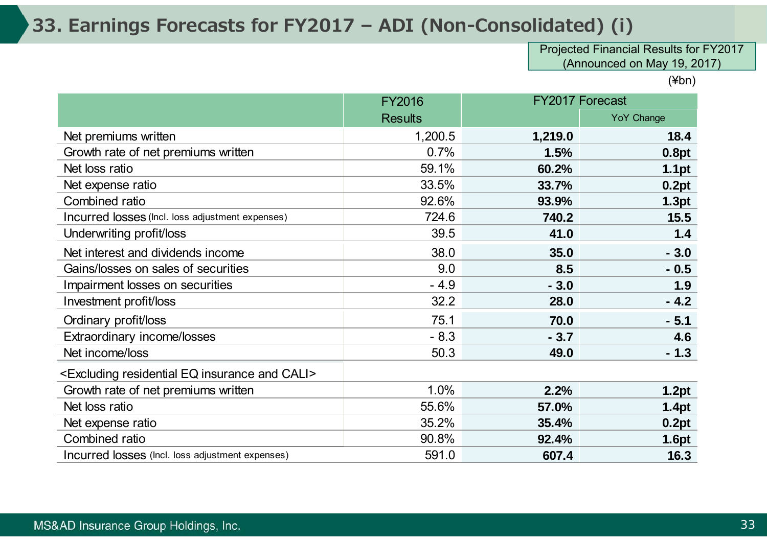# 33. Earnings Forecasts for FY2017 – ADI (Non-Consolidated) (i)

Projected Financial Results for FY2017 (Announced on May 19, 2017)

(¥bn)

| | FY2016 Results | FY2017 Forecast | |
|---|---|---|---|
| | | | YoY Change |
| Net premiums written | 1,200.5 | **1,219.0** | **18.4** |
| Growth rate of net premiums written | 0.7% | **1.5%** | **0.8pt** |
| Net loss ratio | 59.1% | **60.2%** | **1.1pt** |
| Net expense ratio | 33.5% | **33.7%** | **0.2pt** |
| Combined ratio | 92.6% | **93.9%** | **1.3pt** |
| Incurred losses (Incl. loss adjustment expenses) | 724.6 | **740.2** | **15.5** |
| Underwriting profit/loss | 39.5 | **41.0** | **1.4** |
| Net interest and dividends income | 38.0 | **35.0** | **- 3.0** |
| Gains/losses on sales of securities | 9.0 | **8.5** | **- 0.5** |
| Impairment losses on securities | - 4.9 | **- 3.0** | **1.9** |
| Investment profit/loss | 32.2 | **28.0** | **- 4.2** |
| Ordinary profit/loss | 75.1 | **70.0** | **- 5.1** |
| Extraordinary income/losses | - 8.3 | **- 3.7** | **4.6** |
| Net income/loss | 50.3 | **49.0** | **- 1.3** |
| <Excluding residential EQ insurance and CALI> | | | |
| Growth rate of net premiums written | 1.0% | **2.2%** | **1.2pt** |
| Net loss ratio | 55.6% | **57.0%** | **1.4pt** |
| Net expense ratio | 35.2% | **35.4%** | **0.2pt** |
| Combined ratio | 90.8% | **92.4%** | **1.6pt** |
| Incurred losses (Incl. loss adjustment expenses) | 591.0 | **607.4** | **16.3** |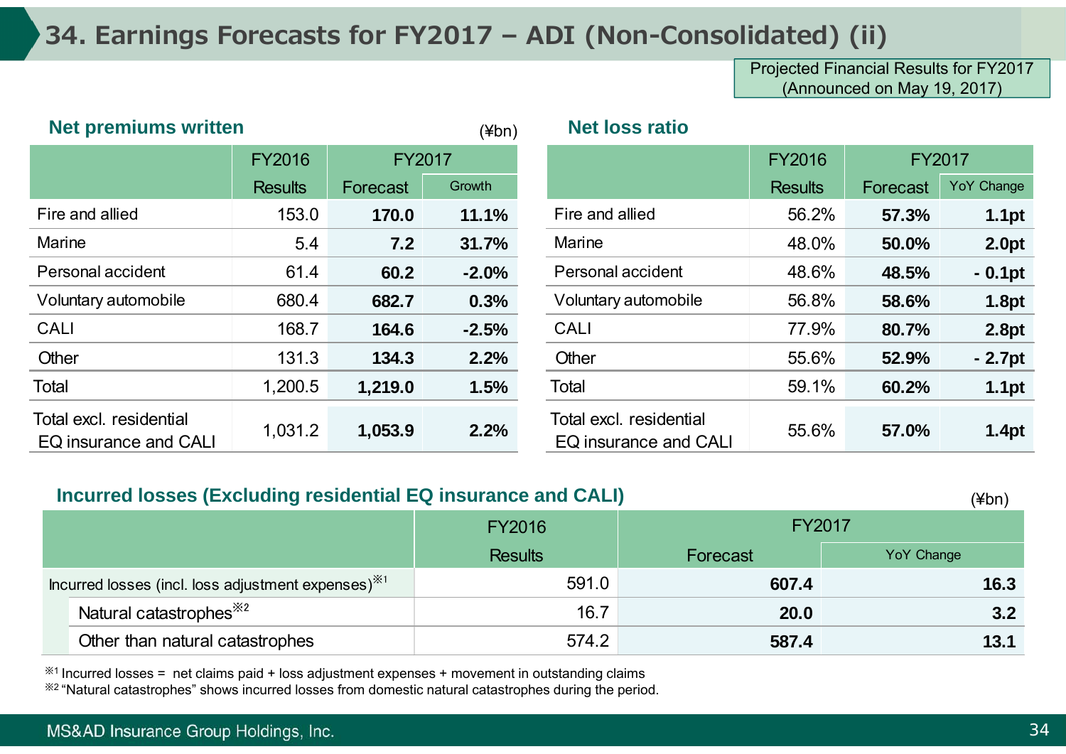# 34. Earnings Forecasts for FY2017 – ADI (Non-Consolidated) (ii)

Projected Financial Results for FY2017 (Announced on May 19, 2017)

## Net premiums written

(¥bn)

| | FY2016 | FY2017 | |
|---|---|---|---|
| | Results | Forecast | Growth |
| Fire and allied | 153.0 | **170.0** | **11.1%** |
| Marine | 5.4 | **7.2** | **31.7%** |
| Personal accident | 61.4 | **60.2** | **-2.0%** |
| Voluntary automobile | 680.4 | **682.7** | **0.3%** |
| CALI | 168.7 | **164.6** | **-2.5%** |
| Other | 131.3 | **134.3** | **2.2%** |
| Total | 1,200.5 | **1,219.0** | **1.5%** |
| Total excl. residential EQ insurance and CALI | 1,031.2 | **1,053.9** | **2.2%** |

## Net loss ratio

| | FY2016 | FY2017 | |
|---|---|---|---|
| | Results | Forecast | YoY Change |
| Fire and allied | 56.2% | **57.3%** | **1.1pt** |
| Marine | 48.0% | **50.0%** | **2.0pt** |
| Personal accident | 48.6% | **48.5%** | **- 0.1pt** |
| Voluntary automobile | 56.8% | **58.6%** | **1.8pt** |
| CALI | 77.9% | **80.7%** | **2.8pt** |
| Other | 55.6% | **52.9%** | **- 2.7pt** |
| Total | 59.1% | **60.2%** | **1.1pt** |
| Total excl. residential EQ insurance and CALI | 55.6% | **57.0%** | **1.4pt** |

## Incurred losses (Excluding residential EQ insurance and CALI)

(¥bn)

| | FY2016 | FY2017 | |
|---|---|---|---|
| | Results | Forecast | YoY Change |
| Incurred losses (incl. loss adjustment expenses)※1 | 591.0 | **607.4** | **16.3** |
| Natural catastrophes※2 | 16.7 | **20.0** | **3.2** |
| Other than natural catastrophes | 574.2 | **587.4** | **13.1** |

※1 Incurred losses = net claims paid + loss adjustment expenses + movement in outstanding claims

※2 "Natural catastrophes" shows incurred losses from domestic natural catastrophes during the period.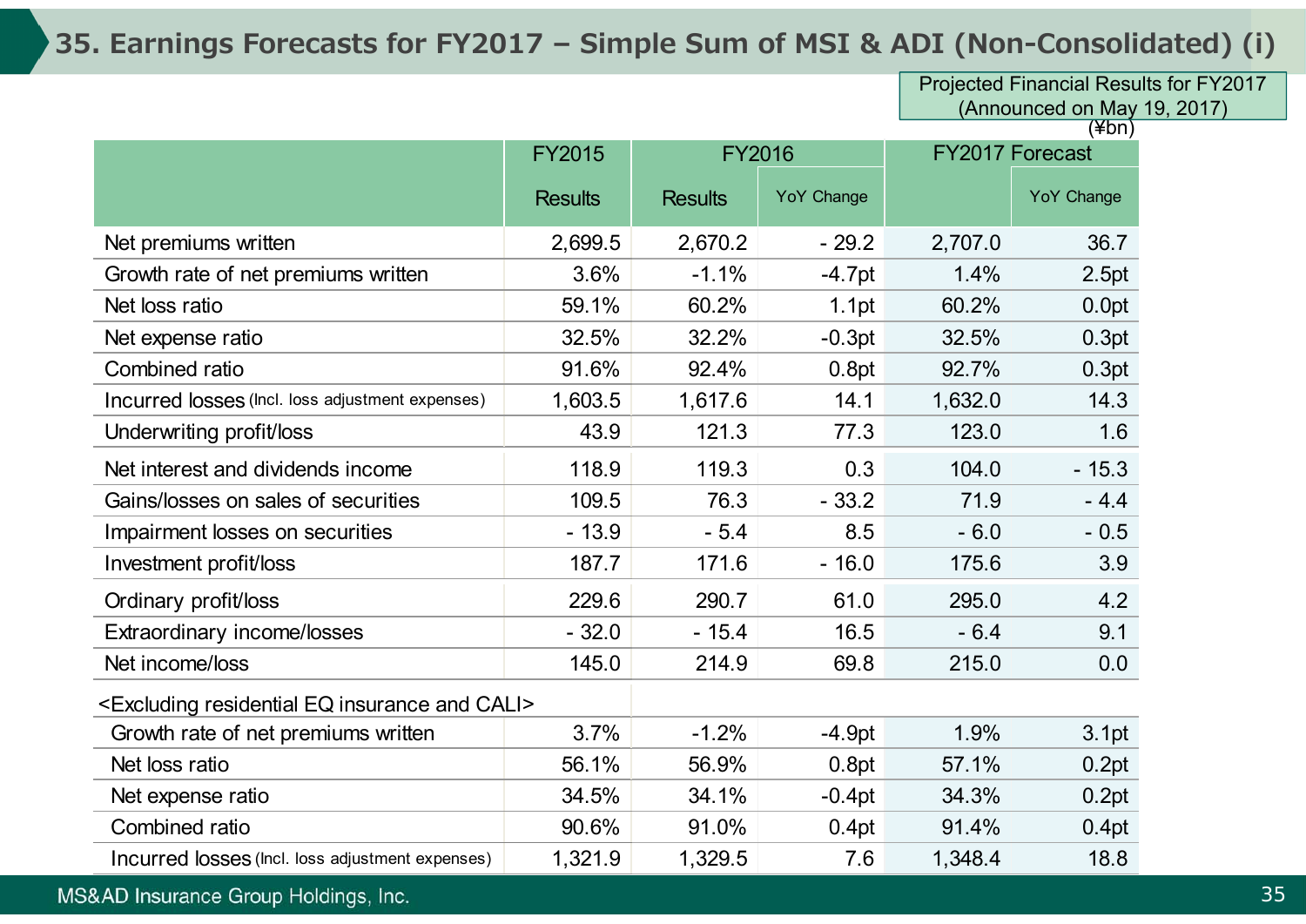# 35. Earnings Forecasts for FY2017 – Simple Sum of MSI & ADI (Non-Consolidated) (i)

Projected Financial Results for FY2017 (Announced on May 19, 2017)

(¥bn)

| | FY2015 | FY2016 | | FY2017 Forecast | |
|---|---|---|---|---|---|
| | Results | Results | YoY Change | | YoY Change |
| Net premiums written | 2,699.5 | 2,670.2 | - 29.2 | 2,707.0 | 36.7 |
| Growth rate of net premiums written | 3.6% | -1.1% | -4.7pt | 1.4% | 2.5pt |
| Net loss ratio | 59.1% | 60.2% | 1.1pt | 60.2% | 0.0pt |
| Net expense ratio | 32.5% | 32.2% | -0.3pt | 32.5% | 0.3pt |
| Combined ratio | 91.6% | 92.4% | 0.8pt | 92.7% | 0.3pt |
| Incurred losses (Incl. loss adjustment expenses) | 1,603.5 | 1,617.6 | 14.1 | 1,632.0 | 14.3 |
| Underwriting profit/loss | 43.9 | 121.3 | 77.3 | 123.0 | 1.6 |
| Net interest and dividends income | 118.9 | 119.3 | 0.3 | 104.0 | - 15.3 |
| Gains/losses on sales of securities | 109.5 | 76.3 | - 33.2 | 71.9 | - 4.4 |
| Impairment losses on securities | - 13.9 | - 5.4 | 8.5 | - 6.0 | - 0.5 |
| Investment profit/loss | 187.7 | 171.6 | - 16.0 | 175.6 | 3.9 |
| Ordinary profit/loss | 229.6 | 290.7 | 61.0 | 295.0 | 4.2 |
| Extraordinary income/losses | - 32.0 | - 15.4 | 16.5 | - 6.4 | 9.1 |
| Net income/loss | 145.0 | 214.9 | 69.8 | 215.0 | 0.0 |
| <Excluding residential EQ insurance and CALI> | | | | | |
| Growth rate of net premiums written | 3.7% | -1.2% | -4.9pt | 1.9% | 3.1pt |
| Net loss ratio | 56.1% | 56.9% | 0.8pt | 57.1% | 0.2pt |
| Net expense ratio | 34.5% | 34.1% | -0.4pt | 34.3% | 0.2pt |
| Combined ratio | 90.6% | 91.0% | 0.4pt | 91.4% | 0.4pt |
| Incurred losses (Incl. loss adjustment expenses) | 1,321.9 | 1,329.5 | 7.6 | 1,348.4 | 18.8 |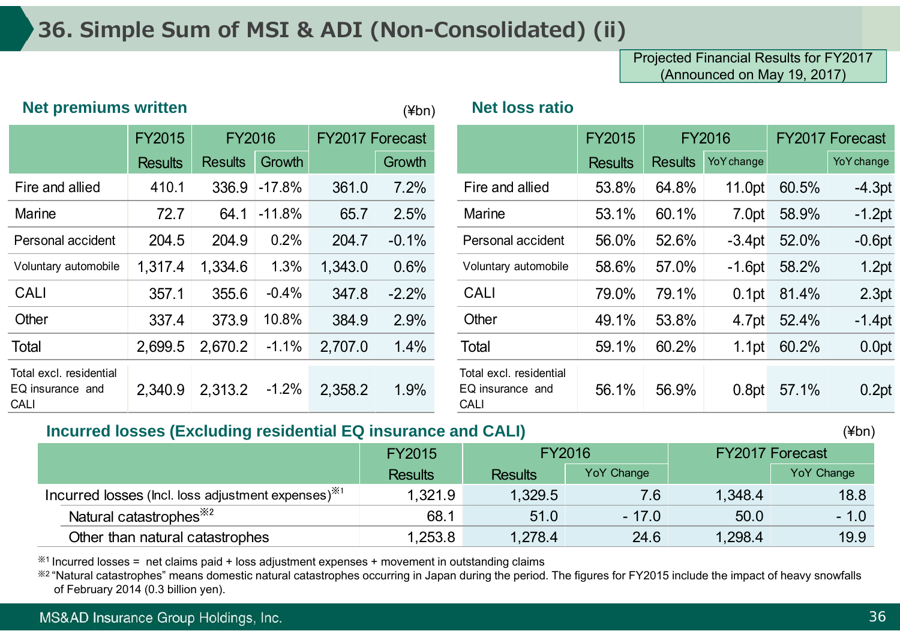# 36. Simple Sum of MSI & ADI (Non-Consolidated) (ii)

Projected Financial Results for FY2017 (Announced on May 19, 2017)

## Net premiums written

(¥bn)

| | FY2015 | FY2016 | | FY2017 Forecast | |
|---|---|---|---|---|---|
| | Results | Results | Growth | | Growth |
| Fire and allied | 410.1 | 336.9 | -17.8% | 361.0 | 7.2% |
| Marine | 72.7 | 64.1 | -11.8% | 65.7 | 2.5% |
| Personal accident | 204.5 | 204.9 | 0.2% | 204.7 | -0.1% |
| Voluntary automobile | 1,317.4 | 1,334.6 | 1.3% | 1,343.0 | 0.6% |
| CALI | 357.1 | 355.6 | -0.4% | 347.8 | -2.2% |
| Other | 337.4 | 373.9 | 10.8% | 384.9 | 2.9% |
| Total | 2,699.5 | 2,670.2 | -1.1% | 2,707.0 | 1.4% |
| Total excl. residential EQ insurance and CALI | 2,340.9 | 2,313.2 | -1.2% | 2,358.2 | 1.9% |

## Net loss ratio

| | FY2015 | FY2016 | | FY2017 Forecast | |
|---|---|---|---|---|---|
| | Results | Results | YoY change | | YoY change |
| Fire and allied | 53.8% | 64.8% | 11.0pt | 60.5% | -4.3pt |
| Marine | 53.1% | 60.1% | 7.0pt | 58.9% | -1.2pt |
| Personal accident | 56.0% | 52.6% | -3.4pt | 52.0% | -0.6pt |
| Voluntary automobile | 58.6% | 57.0% | -1.6pt | 58.2% | 1.2pt |
| CALI | 79.0% | 79.1% | 0.1pt | 81.4% | 2.3pt |
| Other | 49.1% | 53.8% | 4.7pt | 52.4% | -1.4pt |
| Total | 59.1% | 60.2% | 1.1pt | 60.2% | 0.0pt |
| Total excl. residential EQ insurance and CALI | 56.1% | 56.9% | 0.8pt | 57.1% | 0.2pt |

## Incurred losses (Excluding residential EQ insurance and CALI)

(¥bn)

| | FY2015 | FY2016 | | FY2017 Forecast | |
|---|---|---|---|---|---|
| | Results | Results | YoY Change | | YoY Change |
| Incurred losses (Incl. loss adjustment expenses)※1 | 1,321.9 | 1,329.5 | 7.6 | 1,348.4 | 18.8 |
| Natural catastrophes※2 | 68.1 | 51.0 | - 17.0 | 50.0 | - 1.0 |
| Other than natural catastrophes | 1,253.8 | 1,278.4 | 24.6 | 1,298.4 | 19.9 |

※1 Incurred losses = net claims paid + loss adjustment expenses + movement in outstanding claims

※2 "Natural catastrophes" means domestic natural catastrophes occurring in Japan during the period. The figures for FY2015 include the impact of heavy snowfalls of February 2014 (0.3 billion yen).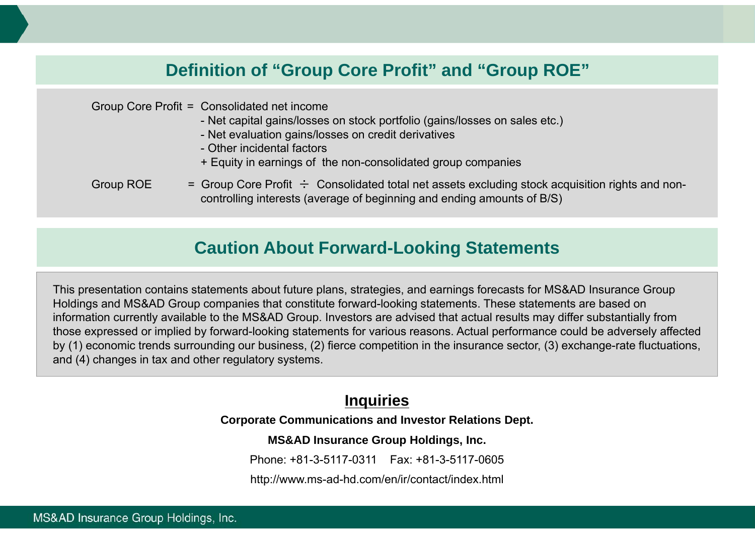## Definition of "Group Core Profit" and "Group ROE"

Group Core Profit = Consolidated net income
- Net capital gains/losses on stock portfolio (gains/losses on sales etc.)
- Net evaluation gains/losses on credit derivatives
- Other incidental factors
+ Equity in earnings of the non-consolidated group companies

Group ROE = Group Core Profit ÷ Consolidated total net assets excluding stock acquisition rights and non-controlling interests (average of beginning and ending amounts of B/S)

## Caution About Forward-Looking Statements

This presentation contains statements about future plans, strategies, and earnings forecasts for MS&AD Insurance Group Holdings and MS&AD Group companies that constitute forward-looking statements. These statements are based on information currently available to the MS&AD Group. Investors are advised that actual results may differ substantially from those expressed or implied by forward-looking statements for various reasons. Actual performance could be adversely affected by (1) economic trends surrounding our business, (2) fierce competition in the insurance sector, (3) exchange-rate fluctuations, and (4) changes in tax and other regulatory systems.

### Inquiries

**Corporate Communications and Investor Relations Dept.**

**MS&AD Insurance Group Holdings, Inc.**

Phone: +81-3-5117-0311 Fax: +81-3-5117-0605

http://www.ms-ad-hd.com/en/ir/contact/index.html